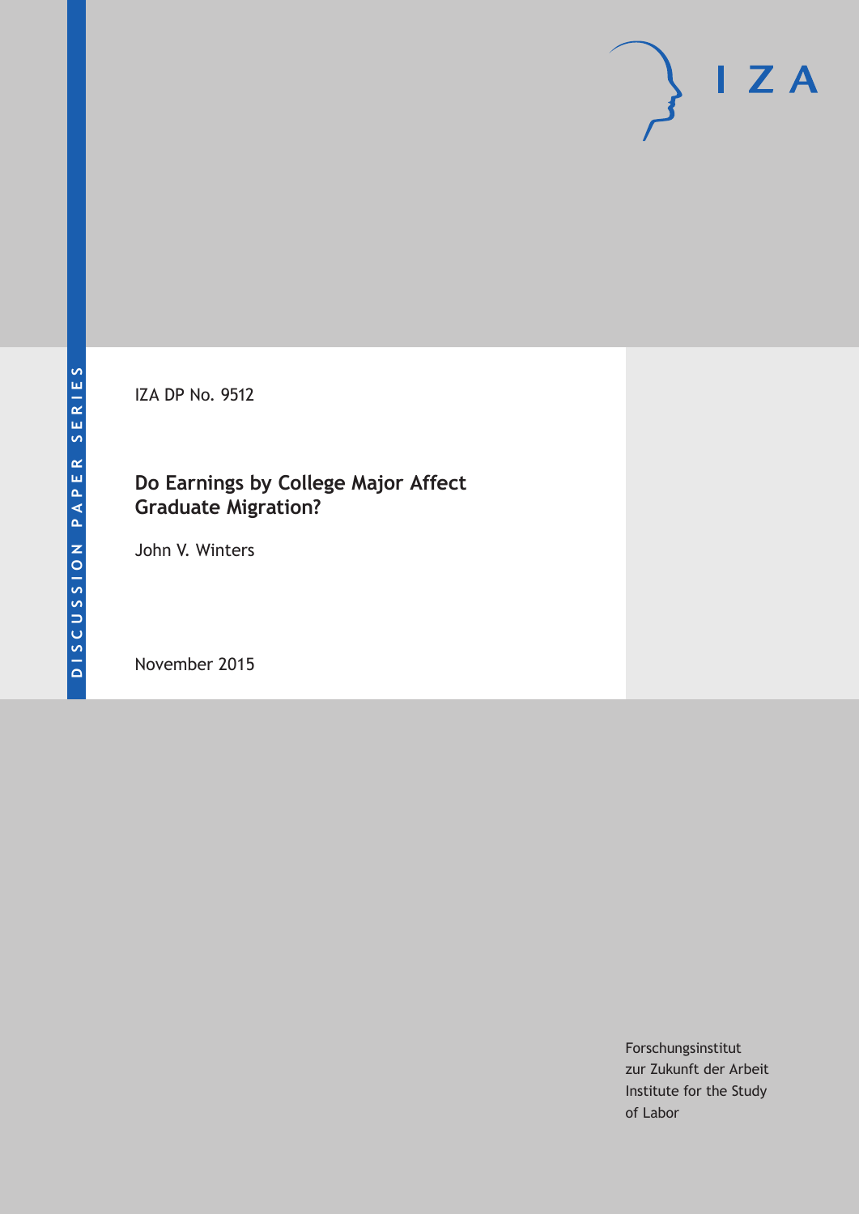IZA DP No. 9512

# Do Earnings by College Major Affect Graduate Migration?

John V. Winters

November 2015

Forschungsinstitut
zur Zukunft der Arbeit
Institute for the Study
of Labor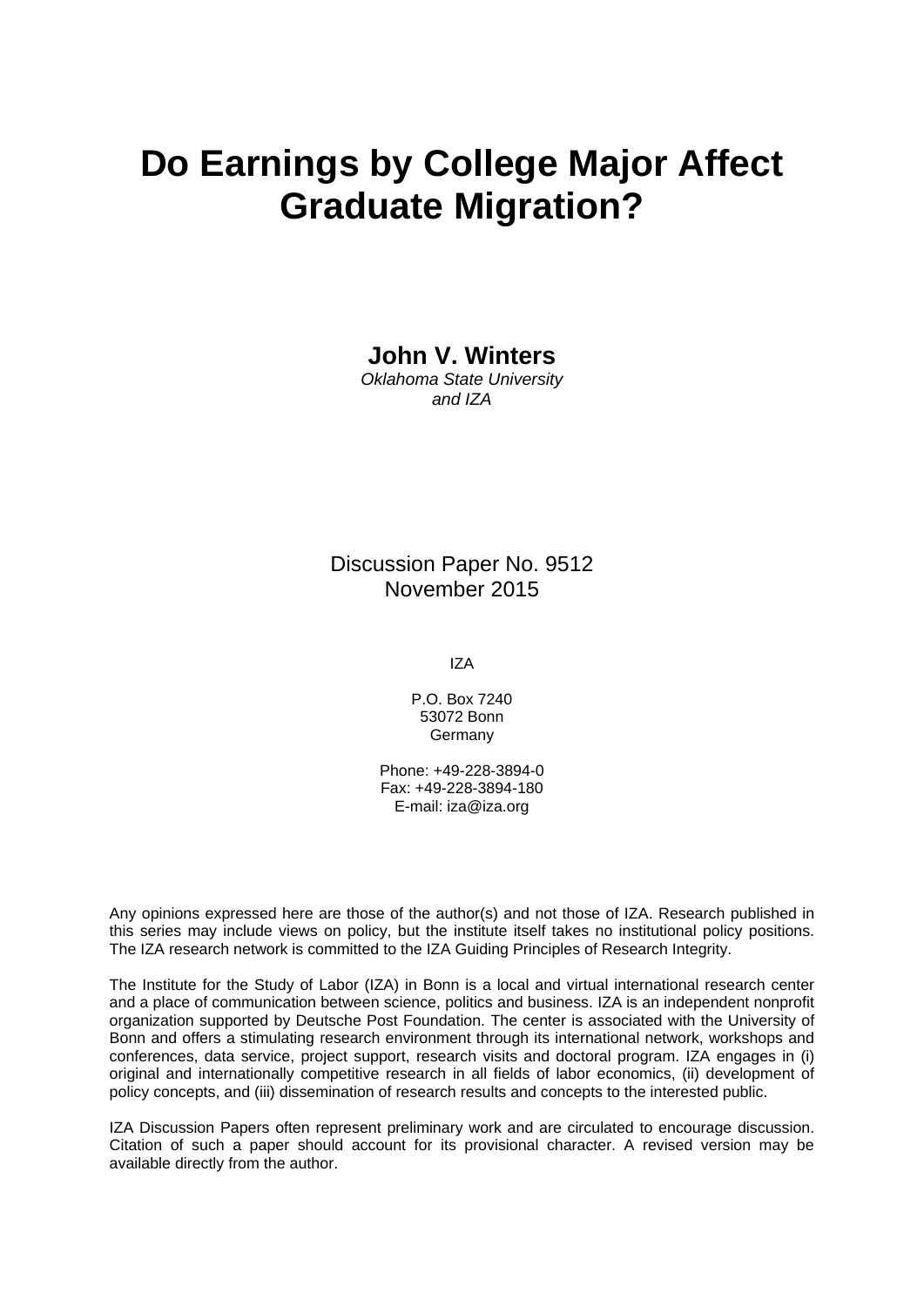# Do Earnings by College Major Affect Graduate Migration?

**John V. Winters**
*Oklahoma State University*
*and IZA*

Discussion Paper No. 9512
November 2015

IZA

P.O. Box 7240
53072 Bonn
Germany

Phone: +49-228-3894-0
Fax: +49-228-3894-180
E-mail: iza@iza.org

Any opinions expressed here are those of the author(s) and not those of IZA. Research published in this series may include views on policy, but the institute itself takes no institutional policy positions. The IZA research network is committed to the IZA Guiding Principles of Research Integrity.

The Institute for the Study of Labor (IZA) in Bonn is a local and virtual international research center and a place of communication between science, politics and business. IZA is an independent nonprofit organization supported by Deutsche Post Foundation. The center is associated with the University of Bonn and offers a stimulating research environment through its international network, workshops and conferences, data service, project support, research visits and doctoral program. IZA engages in (i) original and internationally competitive research in all fields of labor economics, (ii) development of policy concepts, and (iii) dissemination of research results and concepts to the interested public.

IZA Discussion Papers often represent preliminary work and are circulated to encourage discussion. Citation of such a paper should account for its provisional character. A revised version may be available directly from the author.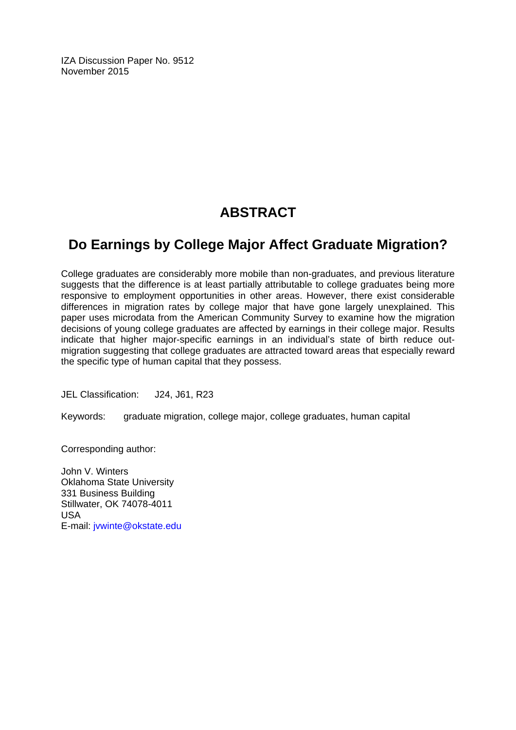IZA Discussion Paper No. 9512
November 2015

# ABSTRACT

## Do Earnings by College Major Affect Graduate Migration?

College graduates are considerably more mobile than non-graduates, and previous literature suggests that the difference is at least partially attributable to college graduates being more responsive to employment opportunities in other areas. However, there exist considerable differences in migration rates by college major that have gone largely unexplained. This paper uses microdata from the American Community Survey to examine how the migration decisions of young college graduates are affected by earnings in their college major. Results indicate that higher major-specific earnings in an individual's state of birth reduce out-migration suggesting that college graduates are attracted toward areas that especially reward the specific type of human capital that they possess.

JEL Classification: J24, J61, R23

Keywords: graduate migration, college major, college graduates, human capital

Corresponding author:

John V. Winters
Oklahoma State University
331 Business Building
Stillwater, OK 74078-4011
USA
E-mail: jvwinte@okstate.edu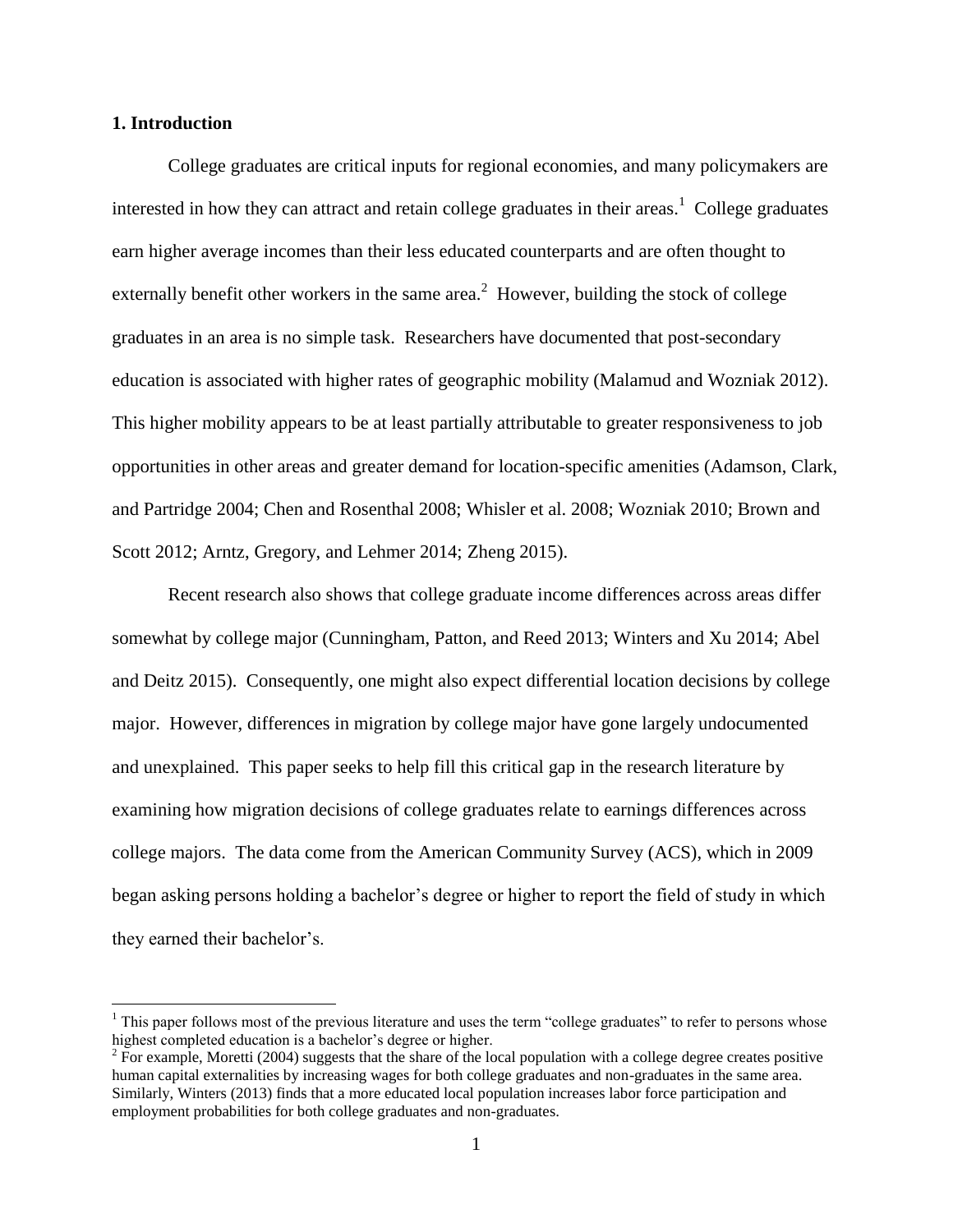## 1. Introduction

College graduates are critical inputs for regional economies, and many policymakers are interested in how they can attract and retain college graduates in their areas.[1] College graduates earn higher average incomes than their less educated counterparts and are often thought to externally benefit other workers in the same area.[2] However, building the stock of college graduates in an area is no simple task. Researchers have documented that post-secondary education is associated with higher rates of geographic mobility (Malamud and Wozniak 2012). This higher mobility appears to be at least partially attributable to greater responsiveness to job opportunities in other areas and greater demand for location-specific amenities (Adamson, Clark, and Partridge 2004; Chen and Rosenthal 2008; Whisler et al. 2008; Wozniak 2010; Brown and Scott 2012; Arntz, Gregory, and Lehmer 2014; Zheng 2015).

Recent research also shows that college graduate income differences across areas differ somewhat by college major (Cunningham, Patton, and Reed 2013; Winters and Xu 2014; Abel and Deitz 2015). Consequently, one might also expect differential location decisions by college major. However, differences in migration by college major have gone largely undocumented and unexplained. This paper seeks to help fill this critical gap in the research literature by examining how migration decisions of college graduates relate to earnings differences across college majors. The data come from the American Community Survey (ACS), which in 2009 began asking persons holding a bachelor's degree or higher to report the field of study in which they earned their bachelor's.

[1] This paper follows most of the previous literature and uses the term "college graduates" to refer to persons whose highest completed education is a bachelor's degree or higher.

[2] For example, Moretti (2004) suggests that the share of the local population with a college degree creates positive human capital externalities by increasing wages for both college graduates and non-graduates in the same area. Similarly, Winters (2013) finds that a more educated local population increases labor force participation and employment probabilities for both college graduates and non-graduates.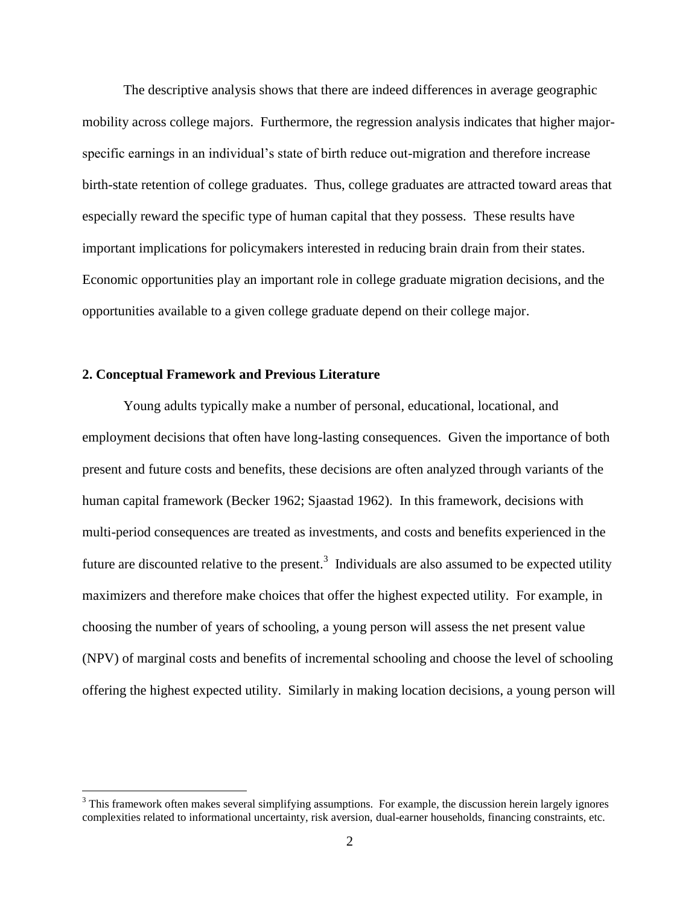The descriptive analysis shows that there are indeed differences in average geographic mobility across college majors. Furthermore, the regression analysis indicates that higher major-specific earnings in an individual's state of birth reduce out-migration and therefore increase birth-state retention of college graduates. Thus, college graduates are attracted toward areas that especially reward the specific type of human capital that they possess. These results have important implications for policymakers interested in reducing brain drain from their states. Economic opportunities play an important role in college graduate migration decisions, and the opportunities available to a given college graduate depend on their college major.

## 2. Conceptual Framework and Previous Literature

Young adults typically make a number of personal, educational, locational, and employment decisions that often have long-lasting consequences. Given the importance of both present and future costs and benefits, these decisions are often analyzed through variants of the human capital framework (Becker 1962; Sjaastad 1962). In this framework, decisions with multi-period consequences are treated as investments, and costs and benefits experienced in the future are discounted relative to the present.[3] Individuals are also assumed to be expected utility maximizers and therefore make choices that offer the highest expected utility. For example, in choosing the number of years of schooling, a young person will assess the net present value (NPV) of marginal costs and benefits of incremental schooling and choose the level of schooling offering the highest expected utility. Similarly in making location decisions, a young person will

[3] This framework often makes several simplifying assumptions. For example, the discussion herein largely ignores complexities related to informational uncertainty, risk aversion, dual-earner households, financing constraints, etc.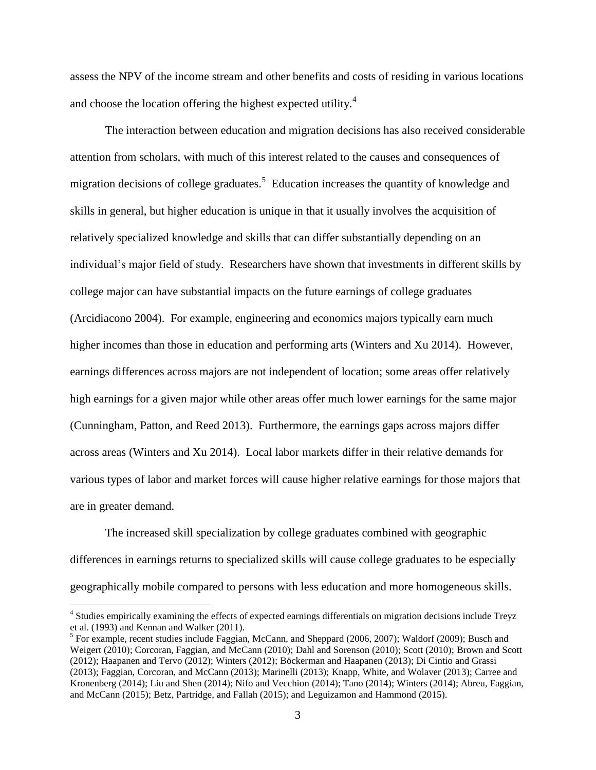assess the NPV of the income stream and other benefits and costs of residing in various locations and choose the location offering the highest expected utility.[4]

The interaction between education and migration decisions has also received considerable attention from scholars, with much of this interest related to the causes and consequences of migration decisions of college graduates.[5] Education increases the quantity of knowledge and skills in general, but higher education is unique in that it usually involves the acquisition of relatively specialized knowledge and skills that can differ substantially depending on an individual's major field of study. Researchers have shown that investments in different skills by college major can have substantial impacts on the future earnings of college graduates (Arcidiacono 2004). For example, engineering and economics majors typically earn much higher incomes than those in education and performing arts (Winters and Xu 2014). However, earnings differences across majors are not independent of location; some areas offer relatively high earnings for a given major while other areas offer much lower earnings for the same major (Cunningham, Patton, and Reed 2013). Furthermore, the earnings gaps across majors differ across areas (Winters and Xu 2014). Local labor markets differ in their relative demands for various types of labor and market forces will cause higher relative earnings for those majors that are in greater demand.

The increased skill specialization by college graduates combined with geographic differences in earnings returns to specialized skills will cause college graduates to be especially geographically mobile compared to persons with less education and more homogeneous skills.

---

[4] Studies empirically examining the effects of expected earnings differentials on migration decisions include Treyz et al. (1993) and Kennan and Walker (2011).

[5] For example, recent studies include Faggian, McCann, and Sheppard (2006, 2007); Waldorf (2009); Busch and Weigert (2010); Corcoran, Faggian, and McCann (2010); Dahl and Sorenson (2010); Scott (2010); Brown and Scott (2012); Haapanen and Tervo (2012); Winters (2012); Böckerman and Haapanen (2013); Di Cintio and Grassi (2013); Faggian, Corcoran, and McCann (2013); Marinelli (2013); Knapp, White, and Wolaver (2013); Carree and Kronenberg (2014); Liu and Shen (2014); Nifo and Vecchion (2014); Tano (2014); Winters (2014); Abreu, Faggian, and McCann (2015); Betz, Partridge, and Fallah (2015); and Leguizamon and Hammond (2015).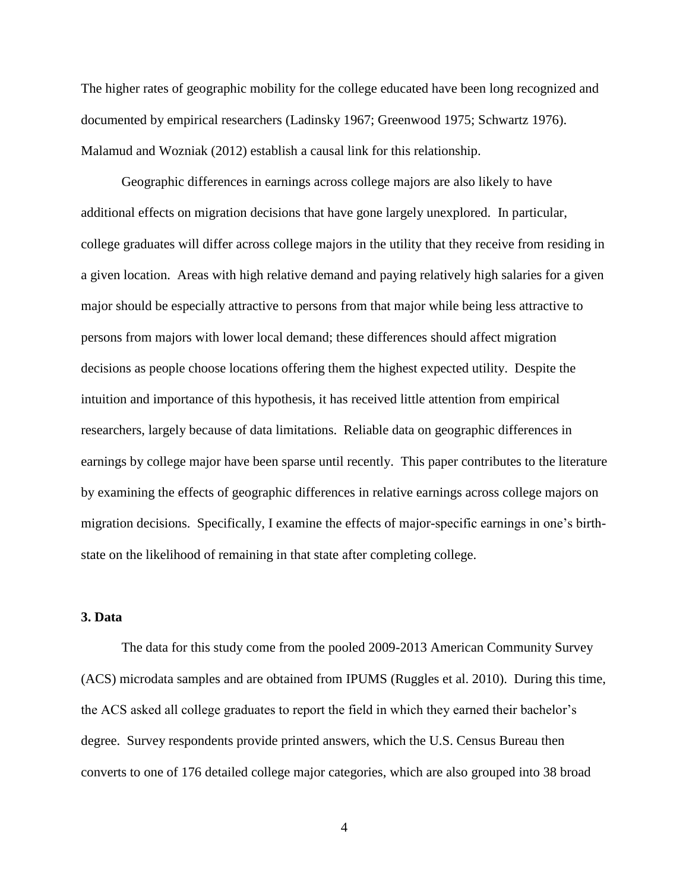The higher rates of geographic mobility for the college educated have been long recognized and documented by empirical researchers (Ladinsky 1967; Greenwood 1975; Schwartz 1976). Malamud and Wozniak (2012) establish a causal link for this relationship.

Geographic differences in earnings across college majors are also likely to have additional effects on migration decisions that have gone largely unexplored. In particular, college graduates will differ across college majors in the utility that they receive from residing in a given location. Areas with high relative demand and paying relatively high salaries for a given major should be especially attractive to persons from that major while being less attractive to persons from majors with lower local demand; these differences should affect migration decisions as people choose locations offering them the highest expected utility. Despite the intuition and importance of this hypothesis, it has received little attention from empirical researchers, largely because of data limitations. Reliable data on geographic differences in earnings by college major have been sparse until recently. This paper contributes to the literature by examining the effects of geographic differences in relative earnings across college majors on migration decisions. Specifically, I examine the effects of major-specific earnings in one's birth-state on the likelihood of remaining in that state after completing college.

## 3. Data

The data for this study come from the pooled 2009-2013 American Community Survey (ACS) microdata samples and are obtained from IPUMS (Ruggles et al. 2010). During this time, the ACS asked all college graduates to report the field in which they earned their bachelor's degree. Survey respondents provide printed answers, which the U.S. Census Bureau then converts to one of 176 detailed college major categories, which are also grouped into 38 broad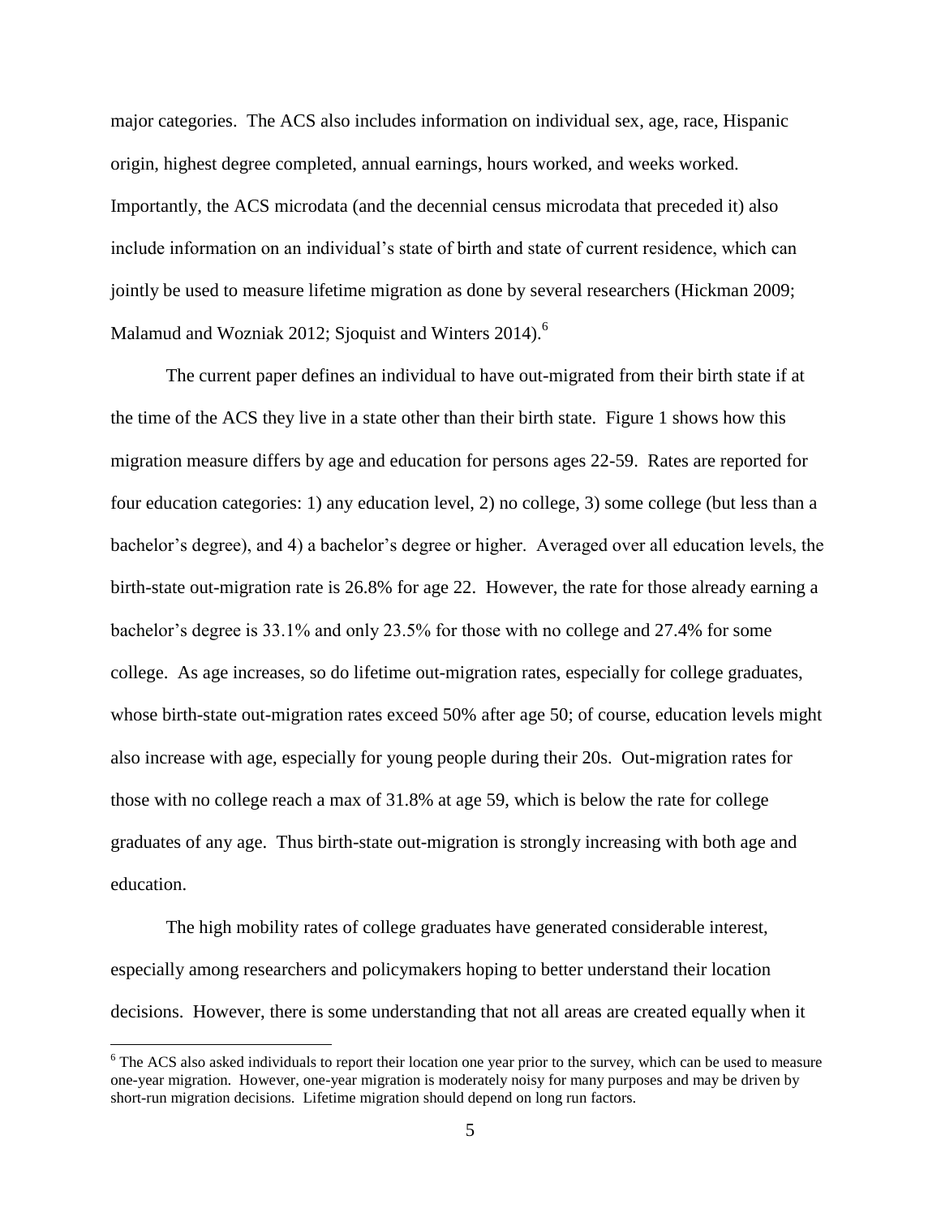major categories. The ACS also includes information on individual sex, age, race, Hispanic origin, highest degree completed, annual earnings, hours worked, and weeks worked. Importantly, the ACS microdata (and the decennial census microdata that preceded it) also include information on an individual's state of birth and state of current residence, which can jointly be used to measure lifetime migration as done by several researchers (Hickman 2009; Malamud and Wozniak 2012; Sjoquist and Winters 2014).[6]

The current paper defines an individual to have out-migrated from their birth state if at the time of the ACS they live in a state other than their birth state. Figure 1 shows how this migration measure differs by age and education for persons ages 22-59. Rates are reported for four education categories: 1) any education level, 2) no college, 3) some college (but less than a bachelor's degree), and 4) a bachelor's degree or higher. Averaged over all education levels, the birth-state out-migration rate is 26.8% for age 22. However, the rate for those already earning a bachelor's degree is 33.1% and only 23.5% for those with no college and 27.4% for some college. As age increases, so do lifetime out-migration rates, especially for college graduates, whose birth-state out-migration rates exceed 50% after age 50; of course, education levels might also increase with age, especially for young people during their 20s. Out-migration rates for those with no college reach a max of 31.8% at age 59, which is below the rate for college graduates of any age. Thus birth-state out-migration is strongly increasing with both age and education.

The high mobility rates of college graduates have generated considerable interest, especially among researchers and policymakers hoping to better understand their location decisions. However, there is some understanding that not all areas are created equally when it

[6] The ACS also asked individuals to report their location one year prior to the survey, which can be used to measure one-year migration. However, one-year migration is moderately noisy for many purposes and may be driven by short-run migration decisions. Lifetime migration should depend on long run factors.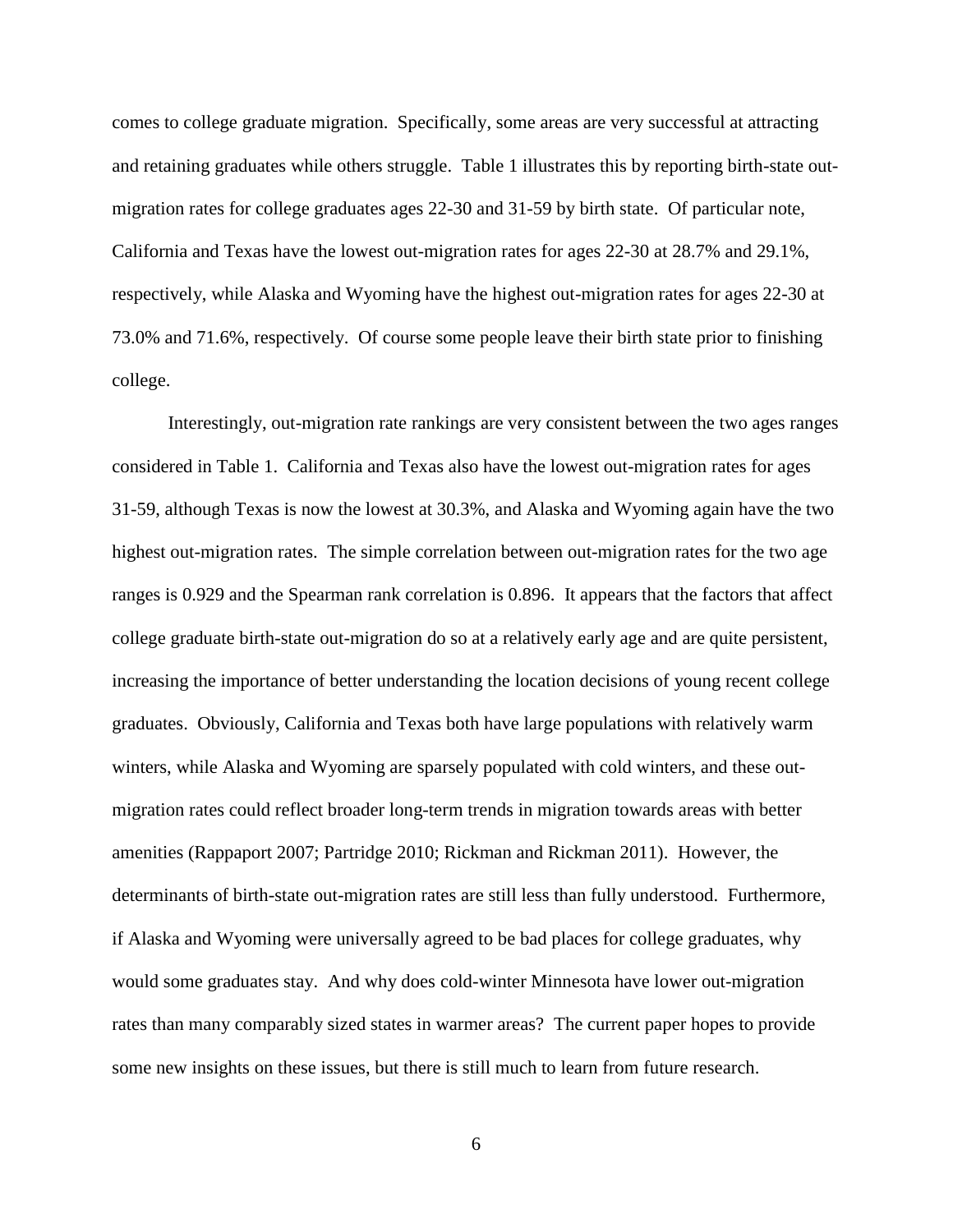comes to college graduate migration. Specifically, some areas are very successful at attracting and retaining graduates while others struggle. Table 1 illustrates this by reporting birth-state out-migration rates for college graduates ages 22-30 and 31-59 by birth state. Of particular note, California and Texas have the lowest out-migration rates for ages 22-30 at 28.7% and 29.1%, respectively, while Alaska and Wyoming have the highest out-migration rates for ages 22-30 at 73.0% and 71.6%, respectively. Of course some people leave their birth state prior to finishing college.

Interestingly, out-migration rate rankings are very consistent between the two ages ranges considered in Table 1. California and Texas also have the lowest out-migration rates for ages 31-59, although Texas is now the lowest at 30.3%, and Alaska and Wyoming again have the two highest out-migration rates. The simple correlation between out-migration rates for the two age ranges is 0.929 and the Spearman rank correlation is 0.896. It appears that the factors that affect college graduate birth-state out-migration do so at a relatively early age and are quite persistent, increasing the importance of better understanding the location decisions of young recent college graduates. Obviously, California and Texas both have large populations with relatively warm winters, while Alaska and Wyoming are sparsely populated with cold winters, and these out-migration rates could reflect broader long-term trends in migration towards areas with better amenities (Rappaport 2007; Partridge 2010; Rickman and Rickman 2011). However, the determinants of birth-state out-migration rates are still less than fully understood. Furthermore, if Alaska and Wyoming were universally agreed to be bad places for college graduates, why would some graduates stay. And why does cold-winter Minnesota have lower out-migration rates than many comparably sized states in warmer areas? The current paper hopes to provide some new insights on these issues, but there is still much to learn from future research.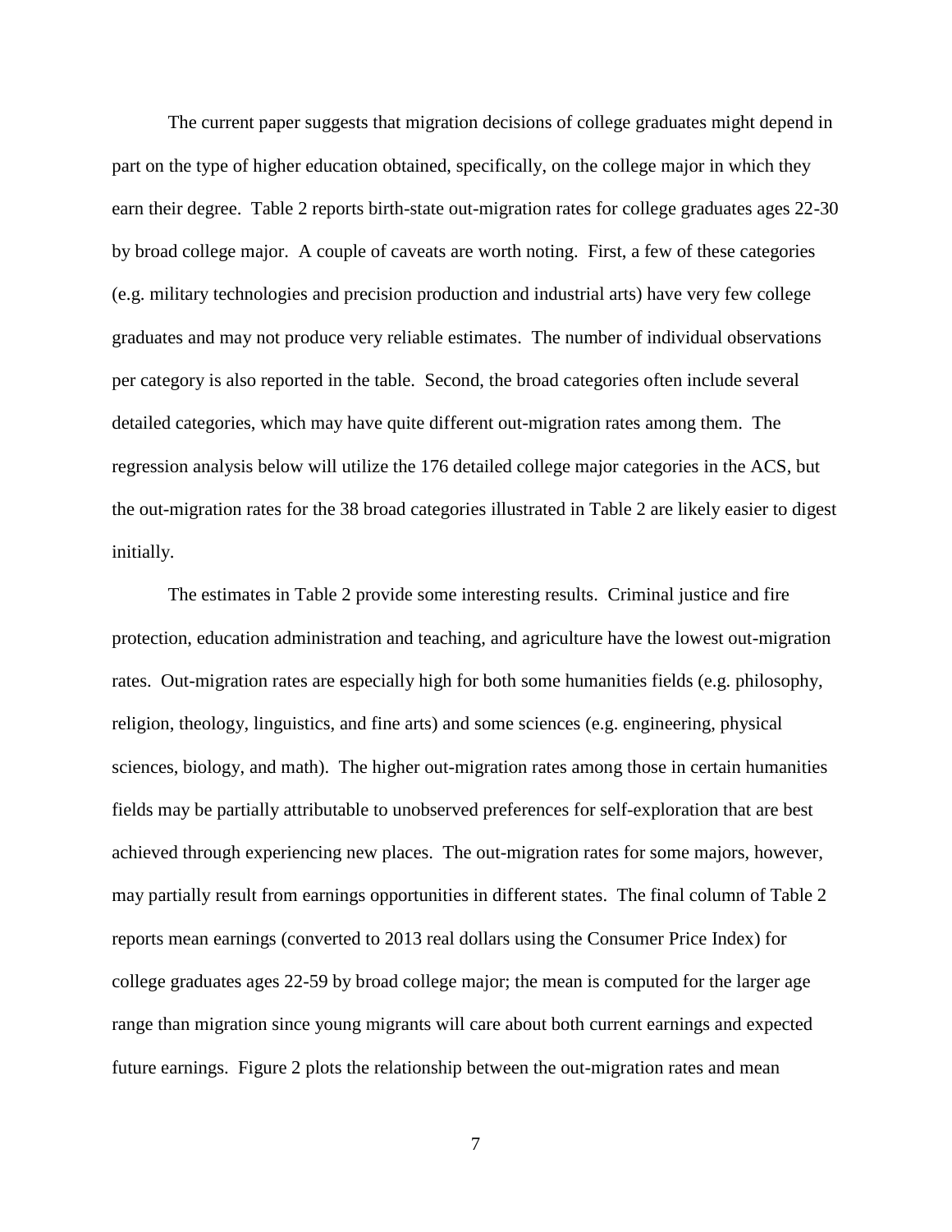The current paper suggests that migration decisions of college graduates might depend in part on the type of higher education obtained, specifically, on the college major in which they earn their degree. Table 2 reports birth-state out-migration rates for college graduates ages 22-30 by broad college major. A couple of caveats are worth noting. First, a few of these categories (e.g. military technologies and precision production and industrial arts) have very few college graduates and may not produce very reliable estimates. The number of individual observations per category is also reported in the table. Second, the broad categories often include several detailed categories, which may have quite different out-migration rates among them. The regression analysis below will utilize the 176 detailed college major categories in the ACS, but the out-migration rates for the 38 broad categories illustrated in Table 2 are likely easier to digest initially.

The estimates in Table 2 provide some interesting results. Criminal justice and fire protection, education administration and teaching, and agriculture have the lowest out-migration rates. Out-migration rates are especially high for both some humanities fields (e.g. philosophy, religion, theology, linguistics, and fine arts) and some sciences (e.g. engineering, physical sciences, biology, and math). The higher out-migration rates among those in certain humanities fields may be partially attributable to unobserved preferences for self-exploration that are best achieved through experiencing new places. The out-migration rates for some majors, however, may partially result from earnings opportunities in different states. The final column of Table 2 reports mean earnings (converted to 2013 real dollars using the Consumer Price Index) for college graduates ages 22-59 by broad college major; the mean is computed for the larger age range than migration since young migrants will care about both current earnings and expected future earnings. Figure 2 plots the relationship between the out-migration rates and mean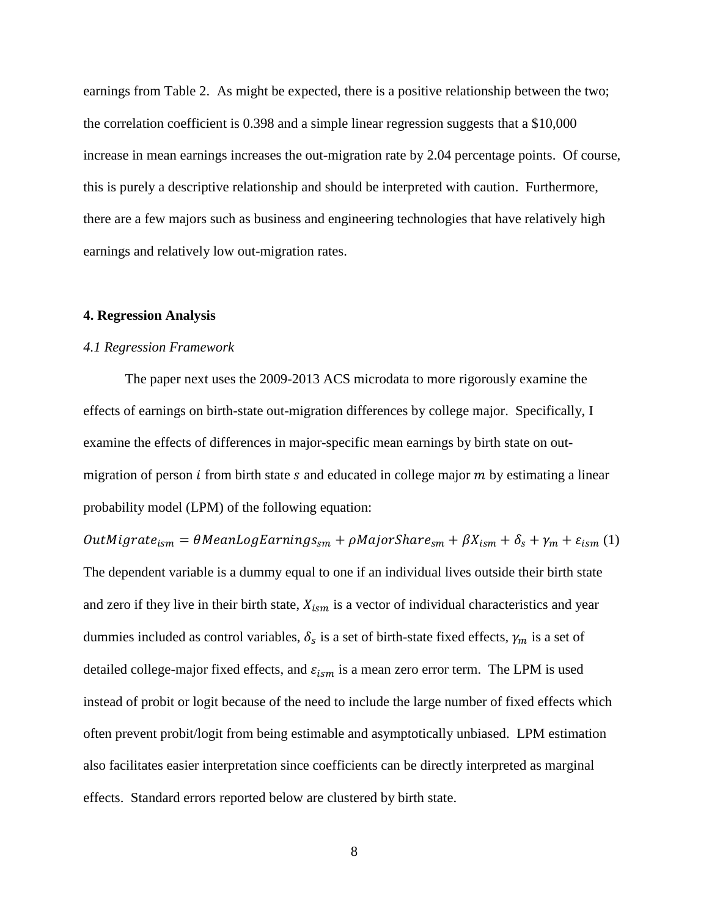earnings from Table 2. As might be expected, there is a positive relationship between the two; the correlation coefficient is 0.398 and a simple linear regression suggests that a $10,000 increase in mean earnings increases the out-migration rate by 2.04 percentage points. Of course, this is purely a descriptive relationship and should be interpreted with caution. Furthermore, there are a few majors such as business and engineering technologies that have relatively high earnings and relatively low out-migration rates.

## 4. Regression Analysis

### *4.1 Regression Framework*

The paper next uses the 2009-2013 ACS microdata to more rigorously examine the effects of earnings on birth-state out-migration differences by college major. Specifically, I examine the effects of differences in major-specific mean earnings by birth state on out-migration of person $i$ from birth state $s$ and educated in college major $m$ by estimating a linear probability model (LPM) of the following equation:

$$OutMigrate_{ism} = \theta MeanLogEarnings_{sm} + \rho MajorShare_{sm} + \beta X_{ism} + \delta_s + \gamma_m + \varepsilon_{ism} \quad (1)$$

The dependent variable is a dummy equal to one if an individual lives outside their birth state and zero if they live in their birth state, $X_{ism}$ is a vector of individual characteristics and year dummies included as control variables, $\delta_s$ is a set of birth-state fixed effects, $\gamma_m$ is a set of detailed college-major fixed effects, and $\varepsilon_{ism}$ is a mean zero error term. The LPM is used instead of probit or logit because of the need to include the large number of fixed effects which often prevent probit/logit from being estimable and asymptotically unbiased. LPM estimation also facilitates easier interpretation since coefficients can be directly interpreted as marginal effects. Standard errors reported below are clustered by birth state.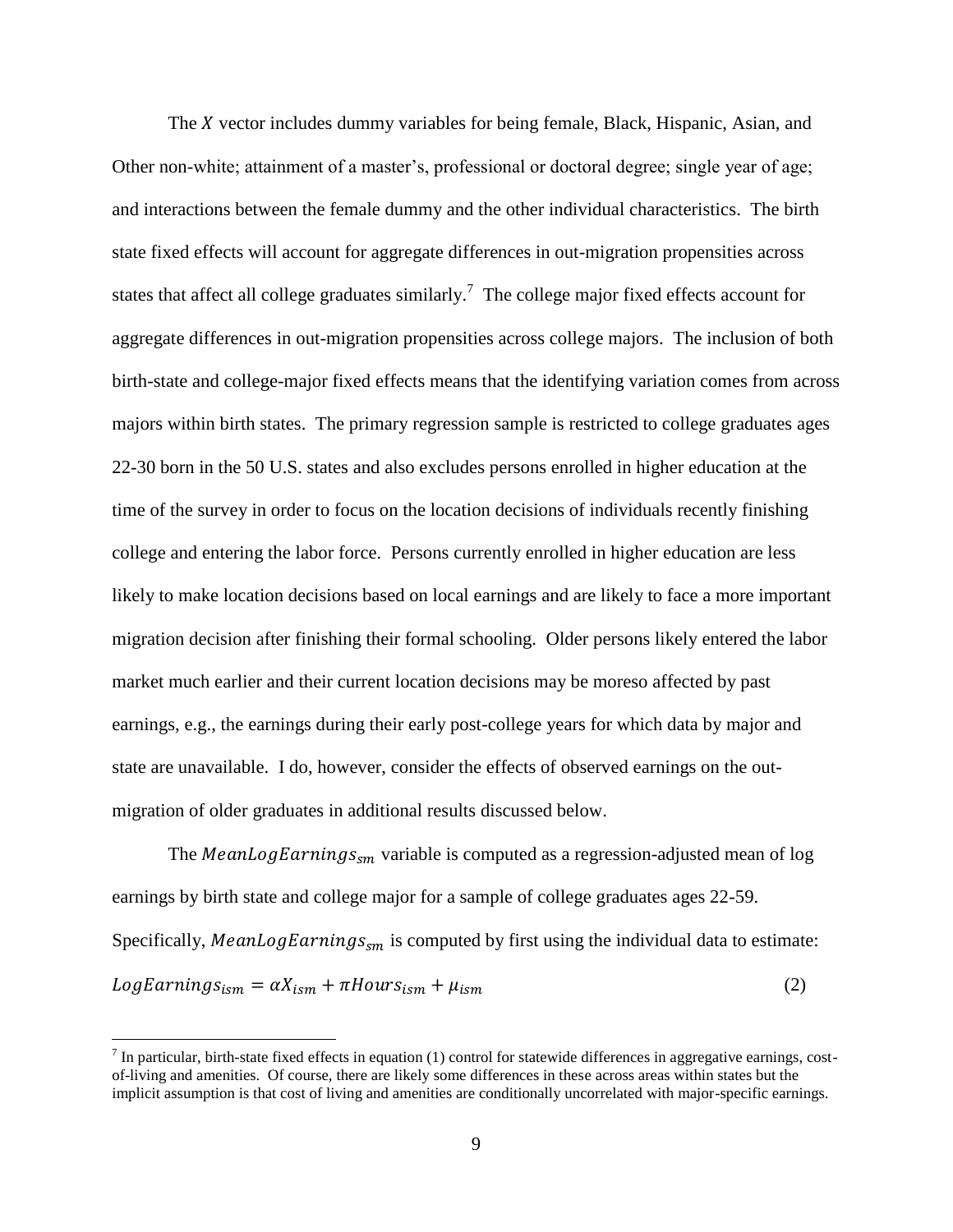The $X$ vector includes dummy variables for being female, Black, Hispanic, Asian, and Other non-white; attainment of a master's, professional or doctoral degree; single year of age; and interactions between the female dummy and the other individual characteristics. The birth state fixed effects will account for aggregate differences in out-migration propensities across states that affect all college graduates similarly.[7] The college major fixed effects account for aggregate differences in out-migration propensities across college majors. The inclusion of both birth-state and college-major fixed effects means that the identifying variation comes from across majors within birth states. The primary regression sample is restricted to college graduates ages 22-30 born in the 50 U.S. states and also excludes persons enrolled in higher education at the time of the survey in order to focus on the location decisions of individuals recently finishing college and entering the labor force. Persons currently enrolled in higher education are less likely to make location decisions based on local earnings and are likely to face a more important migration decision after finishing their formal schooling. Older persons likely entered the labor market much earlier and their current location decisions may be moreso affected by past earnings, e.g., the earnings during their early post-college years for which data by major and state are unavailable. I do, however, consider the effects of observed earnings on the out-migration of older graduates in additional results discussed below.

The $MeanLogEarnings_{sm}$ variable is computed as a regression-adjusted mean of log earnings by birth state and college major for a sample of college graduates ages 22-59. Specifically, $MeanLogEarnings_{sm}$ is computed by first using the individual data to estimate:

$$LogEarnings_{ism} = \alpha X_{ism} + \pi Hours_{ism} + \mu_{ism} \tag{2}$$

[7] In particular, birth-state fixed effects in equation (1) control for statewide differences in aggregative earnings, cost-of-living and amenities. Of course, there are likely some differences in these across areas within states but the implicit assumption is that cost of living and amenities are conditionally uncorrelated with major-specific earnings.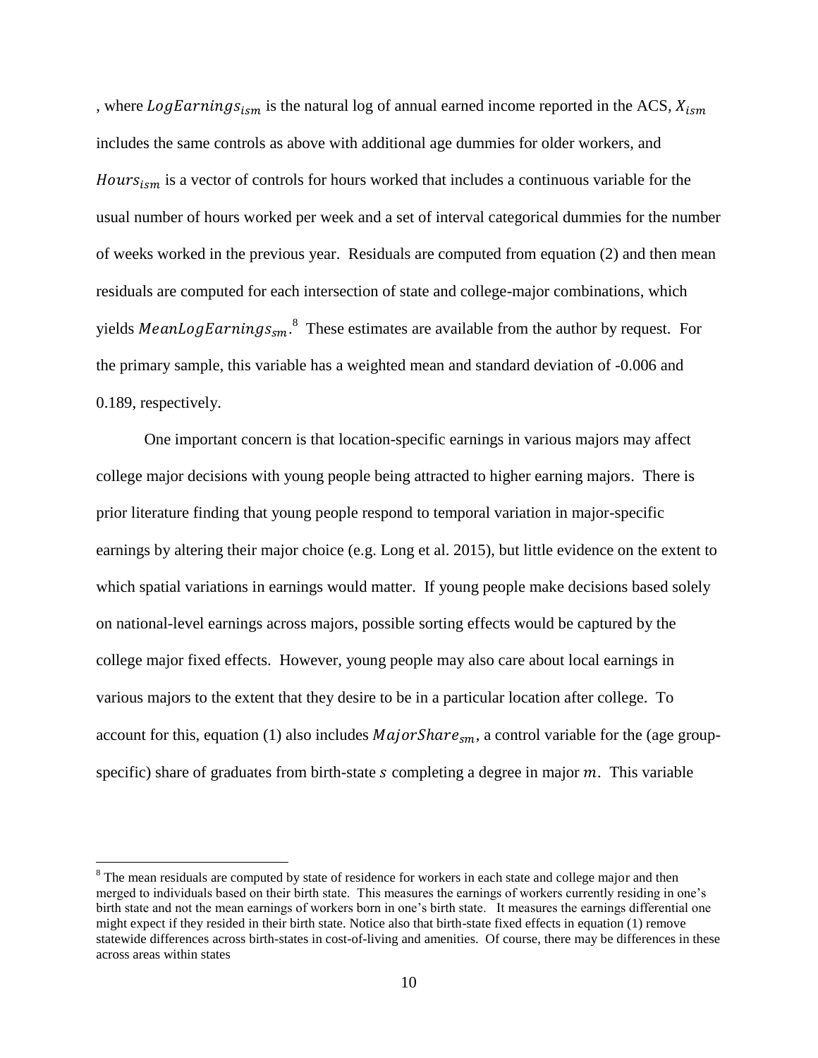, where $LogEarnings_{ism}$ is the natural log of annual earned income reported in the ACS, $X_{ism}$ includes the same controls as above with additional age dummies for older workers, and $Hours_{ism}$ is a vector of controls for hours worked that includes a continuous variable for the usual number of hours worked per week and a set of interval categorical dummies for the number of weeks worked in the previous year. Residuals are computed from equation (2) and then mean residuals are computed for each intersection of state and college-major combinations, which yields $MeanLogEarnings_{sm}$.[8] These estimates are available from the author by request. For the primary sample, this variable has a weighted mean and standard deviation of -0.006 and 0.189, respectively.

One important concern is that location-specific earnings in various majors may affect college major decisions with young people being attracted to higher earning majors. There is prior literature finding that young people respond to temporal variation in major-specific earnings by altering their major choice (e.g. Long et al. 2015), but little evidence on the extent to which spatial variations in earnings would matter. If young people make decisions based solely on national-level earnings across majors, possible sorting effects would be captured by the college major fixed effects. However, young people may also care about local earnings in various majors to the extent that they desire to be in a particular location after college. To account for this, equation (1) also includes $MajorShare_{sm}$, a control variable for the (age group-specific) share of graduates from birth-state $s$ completing a degree in major $m$. This variable

[8] The mean residuals are computed by state of residence for workers in each state and college major and then merged to individuals based on their birth state. This measures the earnings of workers currently residing in one's birth state and not the mean earnings of workers born in one's birth state. It measures the earnings differential one might expect if they resided in their birth state. Notice also that birth-state fixed effects in equation (1) remove statewide differences across birth-states in cost-of-living and amenities. Of course, there may be differences in these across areas within states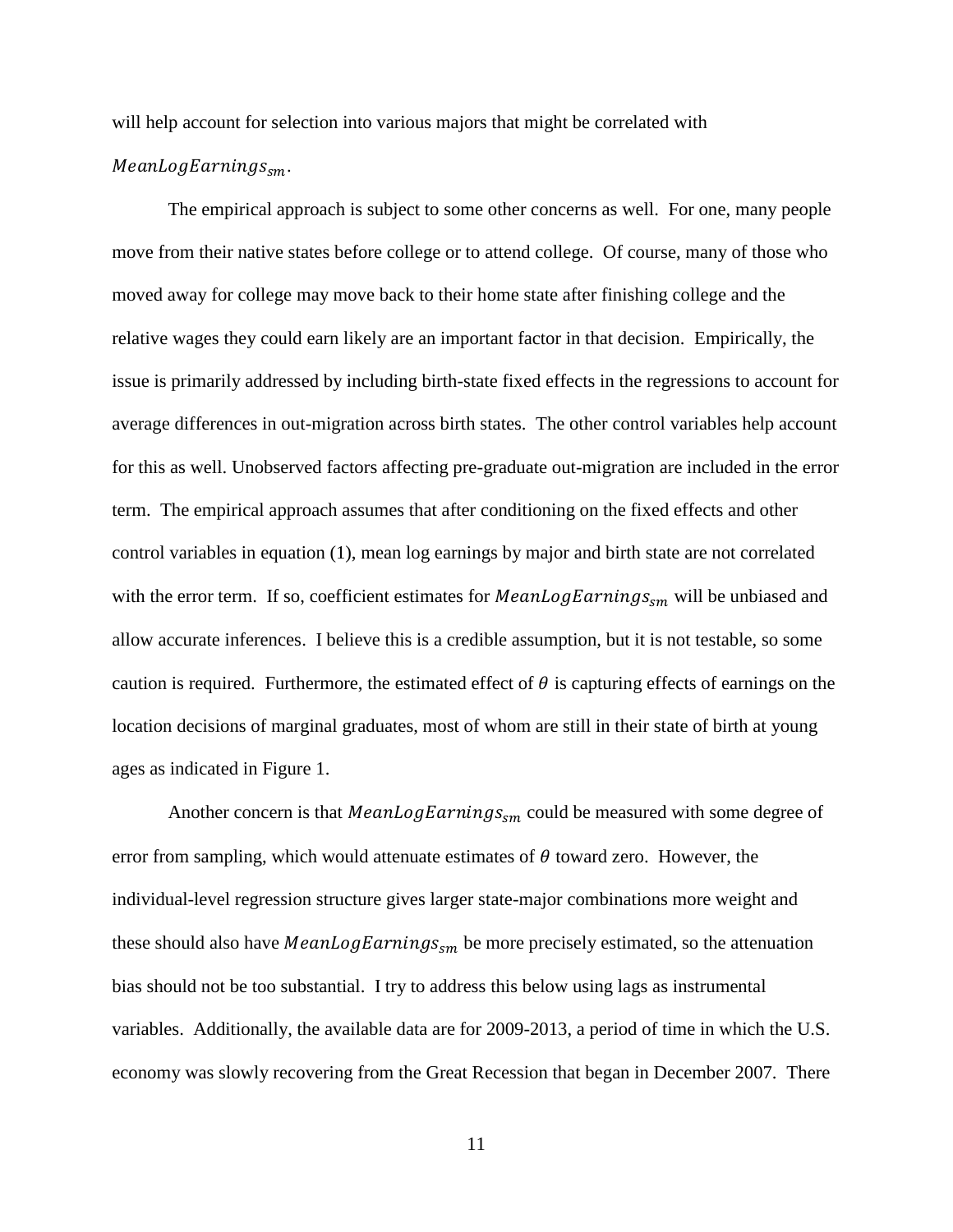will help account for selection into various majors that might be correlated with $MeanLogEarnings_{sm}$.

The empirical approach is subject to some other concerns as well. For one, many people move from their native states before college or to attend college. Of course, many of those who moved away for college may move back to their home state after finishing college and the relative wages they could earn likely are an important factor in that decision. Empirically, the issue is primarily addressed by including birth-state fixed effects in the regressions to account for average differences in out-migration across birth states. The other control variables help account for this as well. Unobserved factors affecting pre-graduate out-migration are included in the error term. The empirical approach assumes that after conditioning on the fixed effects and other control variables in equation (1), mean log earnings by major and birth state are not correlated with the error term. If so, coefficient estimates for $MeanLogEarnings_{sm}$ will be unbiased and allow accurate inferences. I believe this is a credible assumption, but it is not testable, so some caution is required. Furthermore, the estimated effect of $\theta$ is capturing effects of earnings on the location decisions of marginal graduates, most of whom are still in their state of birth at young ages as indicated in Figure 1.

Another concern is that $MeanLogEarnings_{sm}$ could be measured with some degree of error from sampling, which would attenuate estimates of $\theta$ toward zero. However, the individual-level regression structure gives larger state-major combinations more weight and these should also have $MeanLogEarnings_{sm}$ be more precisely estimated, so the attenuation bias should not be too substantial. I try to address this below using lags as instrumental variables. Additionally, the available data are for 2009-2013, a period of time in which the U.S. economy was slowly recovering from the Great Recession that began in December 2007. There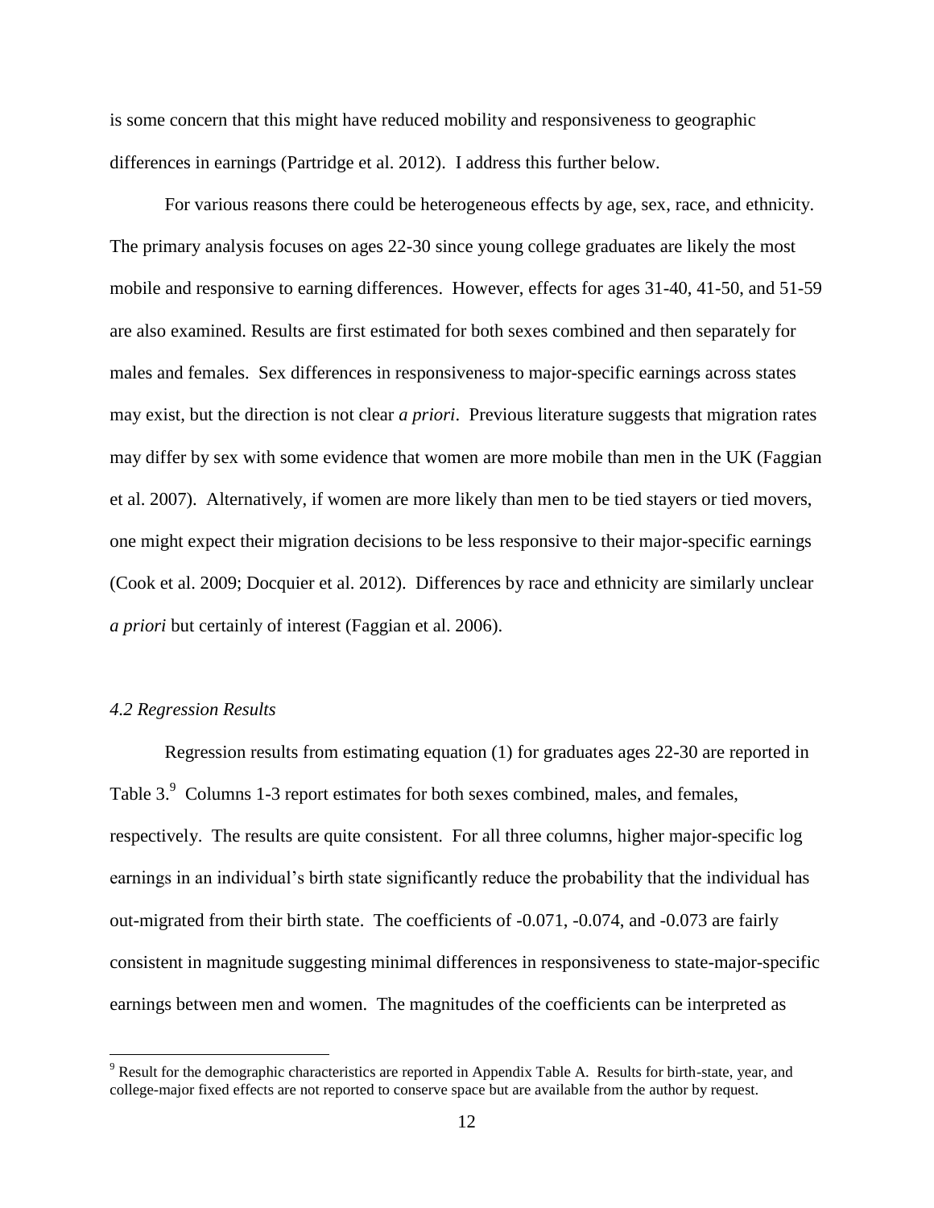is some concern that this might have reduced mobility and responsiveness to geographic differences in earnings (Partridge et al. 2012). I address this further below.

For various reasons there could be heterogeneous effects by age, sex, race, and ethnicity. The primary analysis focuses on ages 22-30 since young college graduates are likely the most mobile and responsive to earning differences. However, effects for ages 31-40, 41-50, and 51-59 are also examined. Results are first estimated for both sexes combined and then separately for males and females. Sex differences in responsiveness to major-specific earnings across states may exist, but the direction is not clear *a priori*. Previous literature suggests that migration rates may differ by sex with some evidence that women are more mobile than men in the UK (Faggian et al. 2007). Alternatively, if women are more likely than men to be tied stayers or tied movers, one might expect their migration decisions to be less responsive to their major-specific earnings (Cook et al. 2009; Docquier et al. 2012). Differences by race and ethnicity are similarly unclear *a priori* but certainly of interest (Faggian et al. 2006).

### *4.2 Regression Results*

Regression results from estimating equation (1) for graduates ages 22-30 are reported in Table 3.[9] Columns 1-3 report estimates for both sexes combined, males, and females, respectively. The results are quite consistent. For all three columns, higher major-specific log earnings in an individual's birth state significantly reduce the probability that the individual has out-migrated from their birth state. The coefficients of -0.071, -0.074, and -0.073 are fairly consistent in magnitude suggesting minimal differences in responsiveness to state-major-specific earnings between men and women. The magnitudes of the coefficients can be interpreted as

[9] Result for the demographic characteristics are reported in Appendix Table A. Results for birth-state, year, and college-major fixed effects are not reported to conserve space but are available from the author by request.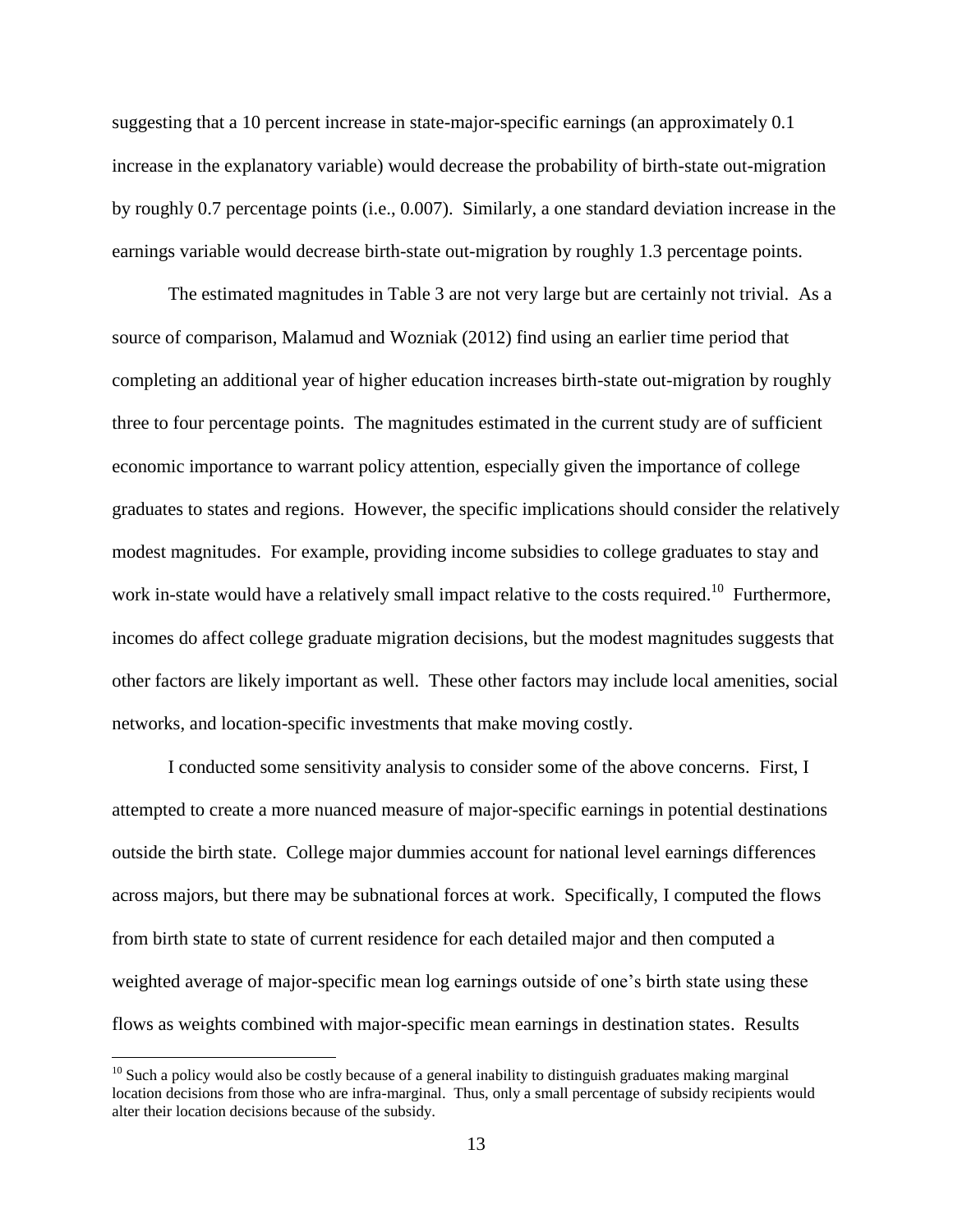suggesting that a 10 percent increase in state-major-specific earnings (an approximately 0.1 increase in the explanatory variable) would decrease the probability of birth-state out-migration by roughly 0.7 percentage points (i.e., 0.007). Similarly, a one standard deviation increase in the earnings variable would decrease birth-state out-migration by roughly 1.3 percentage points.

The estimated magnitudes in Table 3 are not very large but are certainly not trivial. As a source of comparison, Malamud and Wozniak (2012) find using an earlier time period that completing an additional year of higher education increases birth-state out-migration by roughly three to four percentage points. The magnitudes estimated in the current study are of sufficient economic importance to warrant policy attention, especially given the importance of college graduates to states and regions. However, the specific implications should consider the relatively modest magnitudes. For example, providing income subsidies to college graduates to stay and work in-state would have a relatively small impact relative to the costs required.[10] Furthermore, incomes do affect college graduate migration decisions, but the modest magnitudes suggests that other factors are likely important as well. These other factors may include local amenities, social networks, and location-specific investments that make moving costly.

I conducted some sensitivity analysis to consider some of the above concerns. First, I attempted to create a more nuanced measure of major-specific earnings in potential destinations outside the birth state. College major dummies account for national level earnings differences across majors, but there may be subnational forces at work. Specifically, I computed the flows from birth state to state of current residence for each detailed major and then computed a weighted average of major-specific mean log earnings outside of one's birth state using these flows as weights combined with major-specific mean earnings in destination states. Results

[10] Such a policy would also be costly because of a general inability to distinguish graduates making marginal location decisions from those who are infra-marginal. Thus, only a small percentage of subsidy recipients would alter their location decisions because of the subsidy.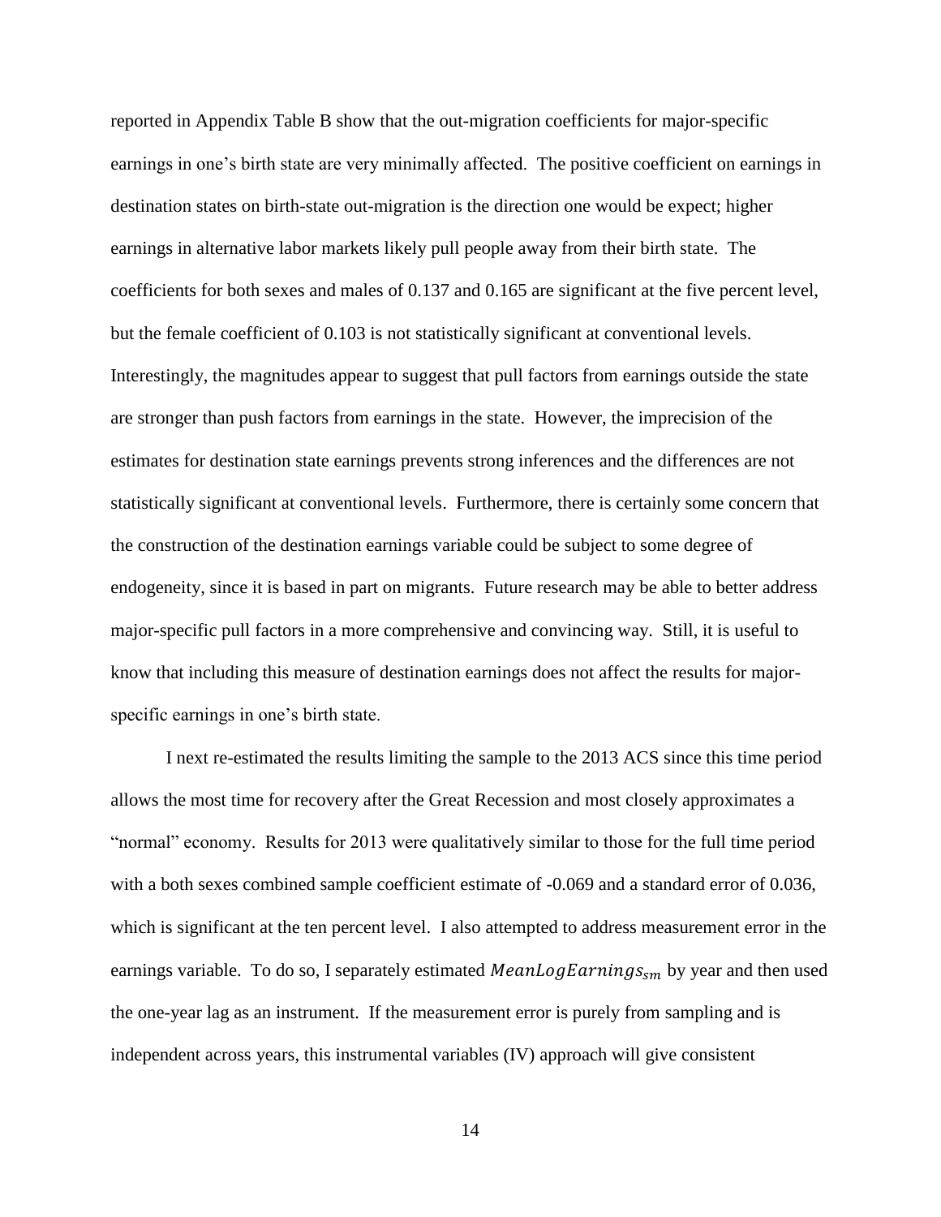reported in Appendix Table B show that the out-migration coefficients for major-specific earnings in one's birth state are very minimally affected. The positive coefficient on earnings in destination states on birth-state out-migration is the direction one would be expect; higher earnings in alternative labor markets likely pull people away from their birth state. The coefficients for both sexes and males of 0.137 and 0.165 are significant at the five percent level, but the female coefficient of 0.103 is not statistically significant at conventional levels. Interestingly, the magnitudes appear to suggest that pull factors from earnings outside the state are stronger than push factors from earnings in the state. However, the imprecision of the estimates for destination state earnings prevents strong inferences and the differences are not statistically significant at conventional levels. Furthermore, there is certainly some concern that the construction of the destination earnings variable could be subject to some degree of endogeneity, since it is based in part on migrants. Future research may be able to better address major-specific pull factors in a more comprehensive and convincing way. Still, it is useful to know that including this measure of destination earnings does not affect the results for major-specific earnings in one's birth state.

I next re-estimated the results limiting the sample to the 2013 ACS since this time period allows the most time for recovery after the Great Recession and most closely approximates a "normal" economy. Results for 2013 were qualitatively similar to those for the full time period with a both sexes combined sample coefficient estimate of -0.069 and a standard error of 0.036, which is significant at the ten percent level. I also attempted to address measurement error in the earnings variable. To do so, I separately estimated $MeanLogEarnings_{sm}$ by year and then used the one-year lag as an instrument. If the measurement error is purely from sampling and is independent across years, this instrumental variables (IV) approach will give consistent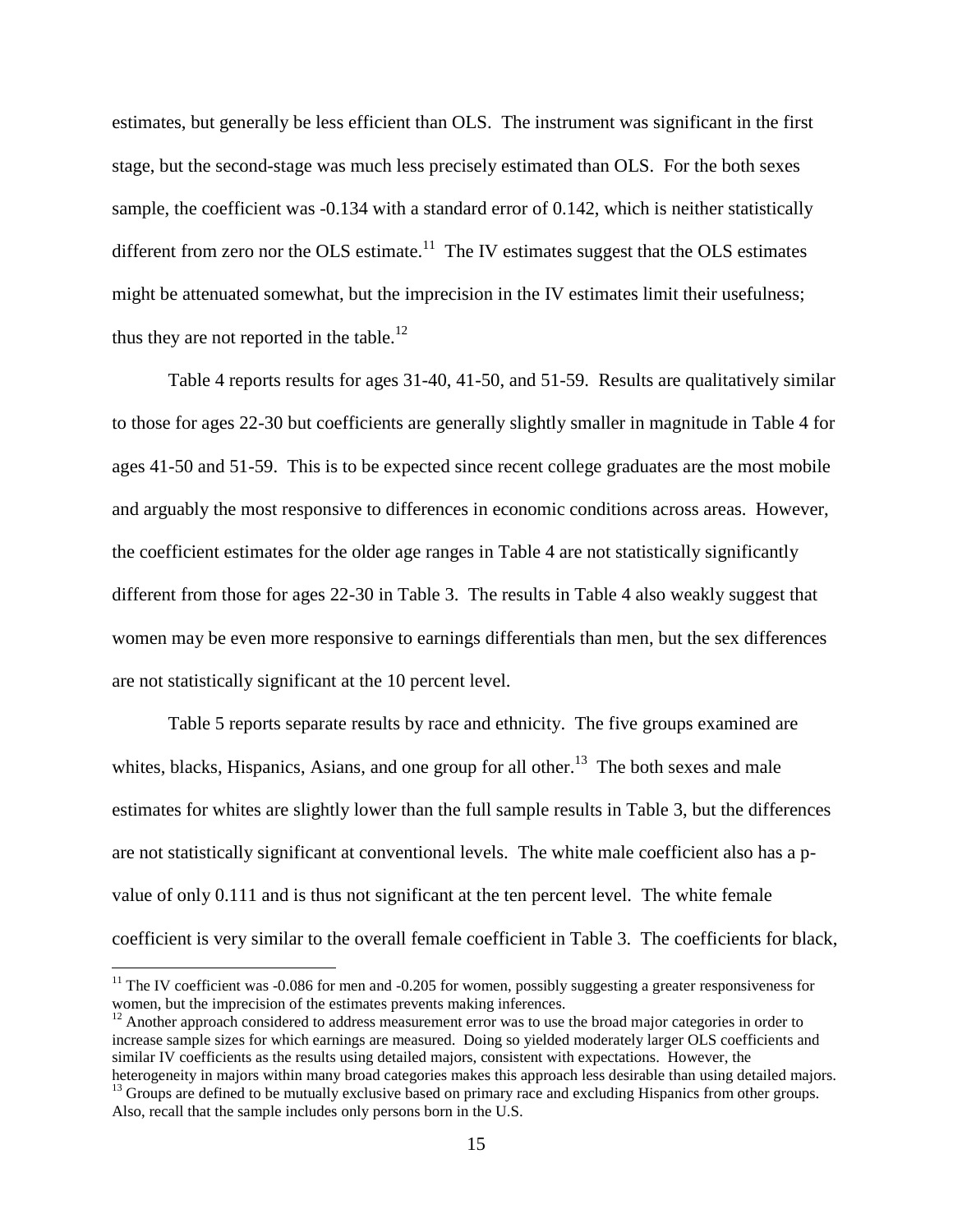estimates, but generally be less efficient than OLS. The instrument was significant in the first stage, but the second-stage was much less precisely estimated than OLS. For the both sexes sample, the coefficient was -0.134 with a standard error of 0.142, which is neither statistically different from zero nor the OLS estimate.[11] The IV estimates suggest that the OLS estimates might be attenuated somewhat, but the imprecision in the IV estimates limit their usefulness; thus they are not reported in the table.[12]

Table 4 reports results for ages 31-40, 41-50, and 51-59. Results are qualitatively similar to those for ages 22-30 but coefficients are generally slightly smaller in magnitude in Table 4 for ages 41-50 and 51-59. This is to be expected since recent college graduates are the most mobile and arguably the most responsive to differences in economic conditions across areas. However, the coefficient estimates for the older age ranges in Table 4 are not statistically significantly different from those for ages 22-30 in Table 3. The results in Table 4 also weakly suggest that women may be even more responsive to earnings differentials than men, but the sex differences are not statistically significant at the 10 percent level.

Table 5 reports separate results by race and ethnicity. The five groups examined are whites, blacks, Hispanics, Asians, and one group for all other.[13] The both sexes and male estimates for whites are slightly lower than the full sample results in Table 3, but the differences are not statistically significant at conventional levels. The white male coefficient also has a p-value of only 0.111 and is thus not significant at the ten percent level. The white female coefficient is very similar to the overall female coefficient in Table 3. The coefficients for black,

---

[11] The IV coefficient was -0.086 for men and -0.205 for women, possibly suggesting a greater responsiveness for women, but the imprecision of the estimates prevents making inferences.

[12] Another approach considered to address measurement error was to use the broad major categories in order to increase sample sizes for which earnings are measured. Doing so yielded moderately larger OLS coefficients and similar IV coefficients as the results using detailed majors, consistent with expectations. However, the heterogeneity in majors within many broad categories makes this approach less desirable than using detailed majors.

[13] Groups are defined to be mutually exclusive based on primary race and excluding Hispanics from other groups. Also, recall that the sample includes only persons born in the U.S.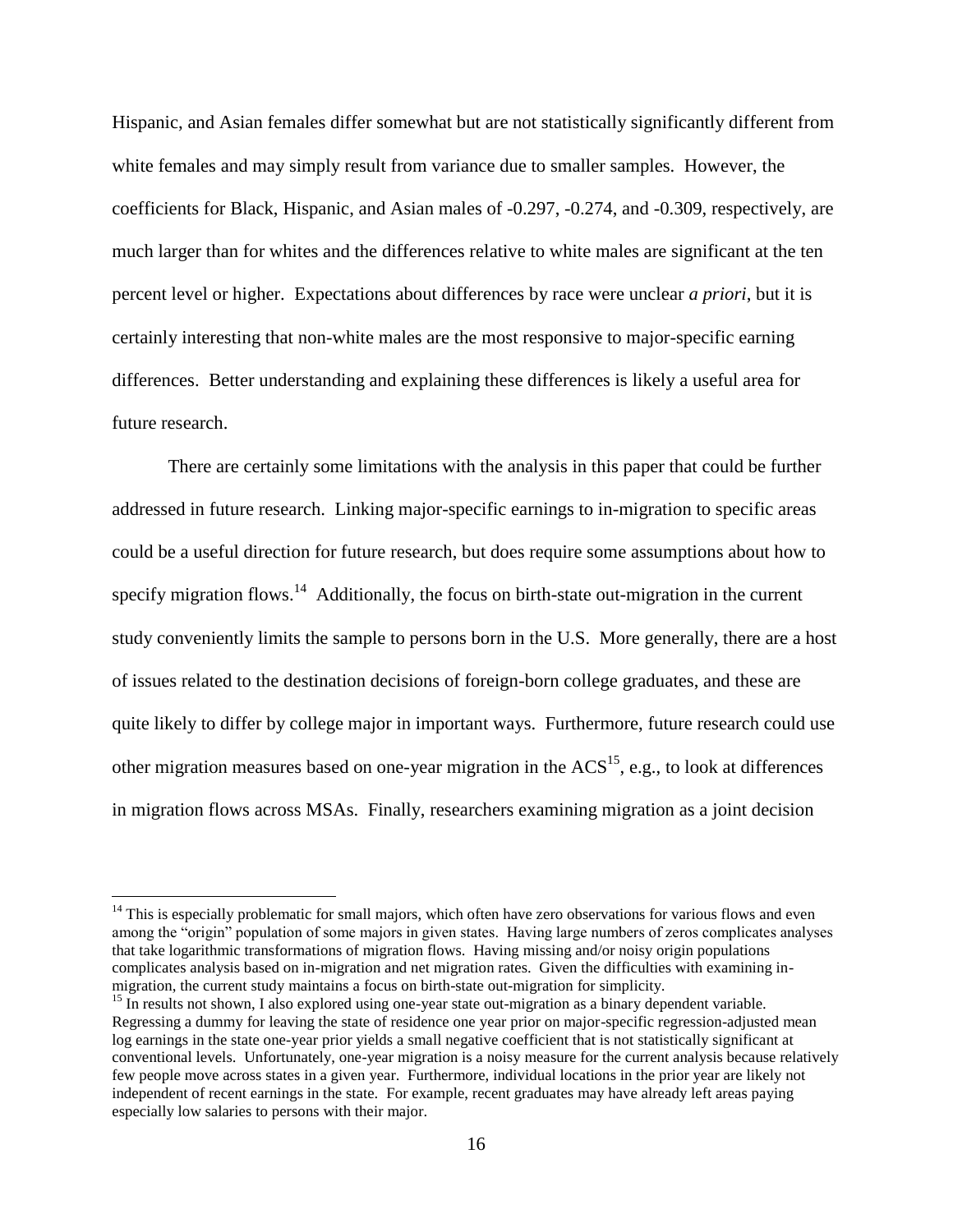Hispanic, and Asian females differ somewhat but are not statistically significantly different from white females and may simply result from variance due to smaller samples. However, the coefficients for Black, Hispanic, and Asian males of -0.297, -0.274, and -0.309, respectively, are much larger than for whites and the differences relative to white males are significant at the ten percent level or higher. Expectations about differences by race were unclear *a priori*, but it is certainly interesting that non-white males are the most responsive to major-specific earning differences. Better understanding and explaining these differences is likely a useful area for future research.

There are certainly some limitations with the analysis in this paper that could be further addressed in future research. Linking major-specific earnings to in-migration to specific areas could be a useful direction for future research, but does require some assumptions about how to specify migration flows.[14] Additionally, the focus on birth-state out-migration in the current study conveniently limits the sample to persons born in the U.S. More generally, there are a host of issues related to the destination decisions of foreign-born college graduates, and these are quite likely to differ by college major in important ways. Furthermore, future research could use other migration measures based on one-year migration in the ACS[15], e.g., to look at differences in migration flows across MSAs. Finally, researchers examining migration as a joint decision

---

[14] This is especially problematic for small majors, which often have zero observations for various flows and even among the "origin" population of some majors in given states. Having large numbers of zeros complicates analyses that take logarithmic transformations of migration flows. Having missing and/or noisy origin populations complicates analysis based on in-migration and net migration rates. Given the difficulties with examining in-migration, the current study maintains a focus on birth-state out-migration for simplicity.

[15] In results not shown, I also explored using one-year state out-migration as a binary dependent variable. Regressing a dummy for leaving the state of residence one year prior on major-specific regression-adjusted mean log earnings in the state one-year prior yields a small negative coefficient that is not statistically significant at conventional levels. Unfortunately, one-year migration is a noisy measure for the current analysis because relatively few people move across states in a given year. Furthermore, individual locations in the prior year are likely not independent of recent earnings in the state. For example, recent graduates may have already left areas paying especially low salaries to persons with their major.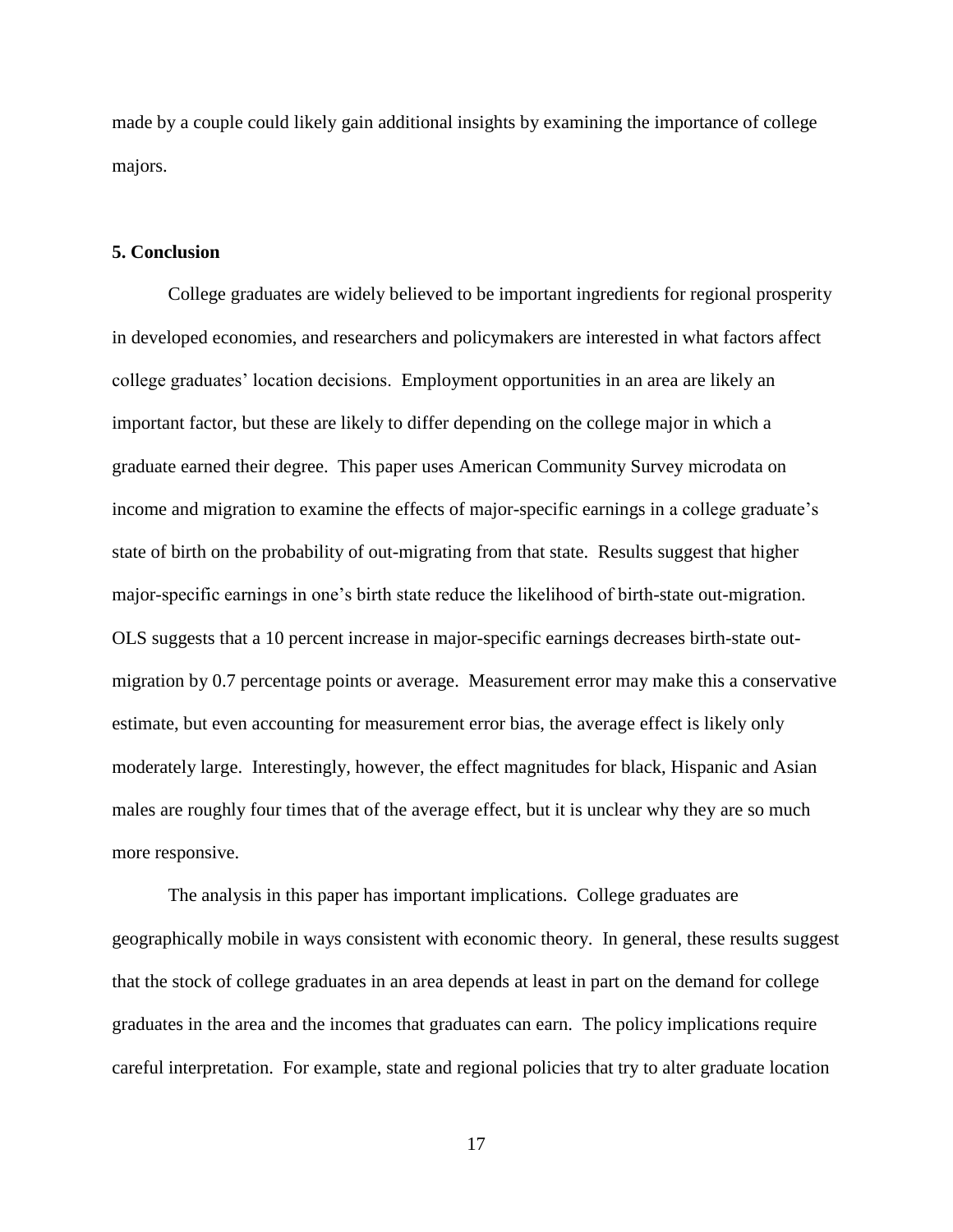made by a couple could likely gain additional insights by examining the importance of college majors.

## 5. Conclusion

College graduates are widely believed to be important ingredients for regional prosperity in developed economies, and researchers and policymakers are interested in what factors affect college graduates' location decisions. Employment opportunities in an area are likely an important factor, but these are likely to differ depending on the college major in which a graduate earned their degree. This paper uses American Community Survey microdata on income and migration to examine the effects of major-specific earnings in a college graduate's state of birth on the probability of out-migrating from that state. Results suggest that higher major-specific earnings in one's birth state reduce the likelihood of birth-state out-migration. OLS suggests that a 10 percent increase in major-specific earnings decreases birth-state out-migration by 0.7 percentage points or average. Measurement error may make this a conservative estimate, but even accounting for measurement error bias, the average effect is likely only moderately large. Interestingly, however, the effect magnitudes for black, Hispanic and Asian males are roughly four times that of the average effect, but it is unclear why they are so much more responsive.

The analysis in this paper has important implications. College graduates are geographically mobile in ways consistent with economic theory. In general, these results suggest that the stock of college graduates in an area depends at least in part on the demand for college graduates in the area and the incomes that graduates can earn. The policy implications require careful interpretation. For example, state and regional policies that try to alter graduate location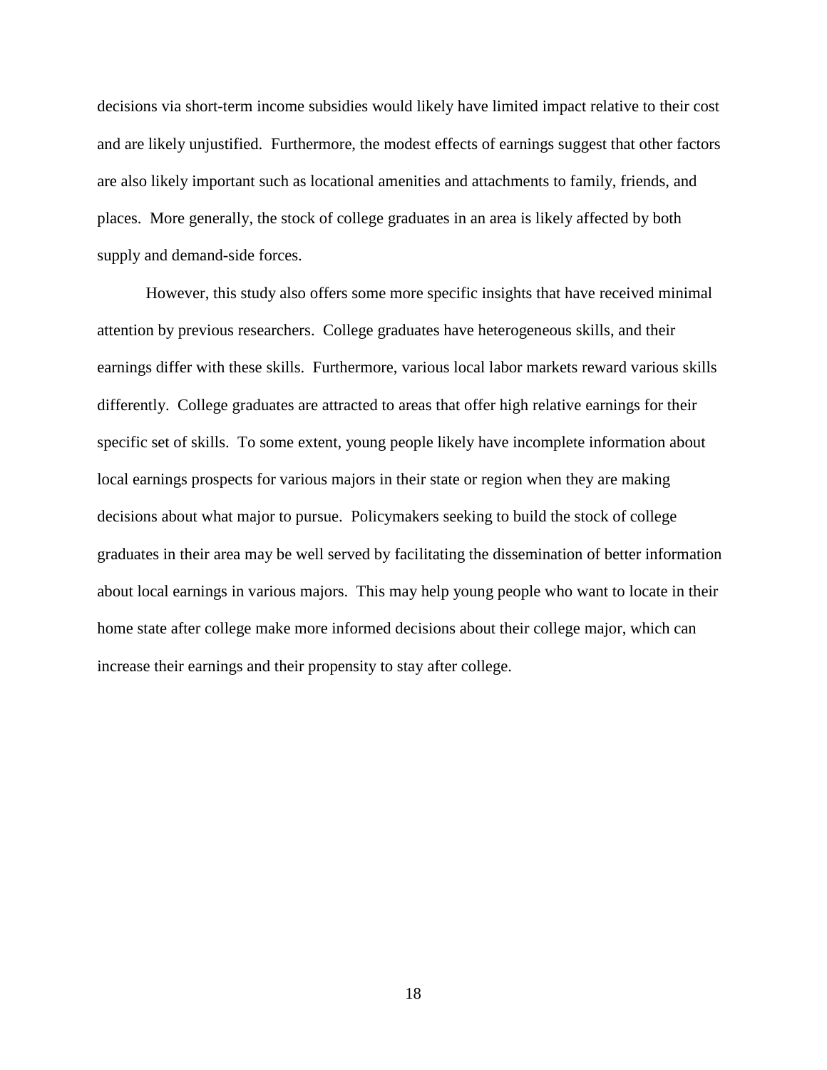decisions via short-term income subsidies would likely have limited impact relative to their cost and are likely unjustified. Furthermore, the modest effects of earnings suggest that other factors are also likely important such as locational amenities and attachments to family, friends, and places. More generally, the stock of college graduates in an area is likely affected by both supply and demand-side forces.

However, this study also offers some more specific insights that have received minimal attention by previous researchers. College graduates have heterogeneous skills, and their earnings differ with these skills. Furthermore, various local labor markets reward various skills differently. College graduates are attracted to areas that offer high relative earnings for their specific set of skills. To some extent, young people likely have incomplete information about local earnings prospects for various majors in their state or region when they are making decisions about what major to pursue. Policymakers seeking to build the stock of college graduates in their area may be well served by facilitating the dissemination of better information about local earnings in various majors. This may help young people who want to locate in their home state after college make more informed decisions about their college major, which can increase their earnings and their propensity to stay after college.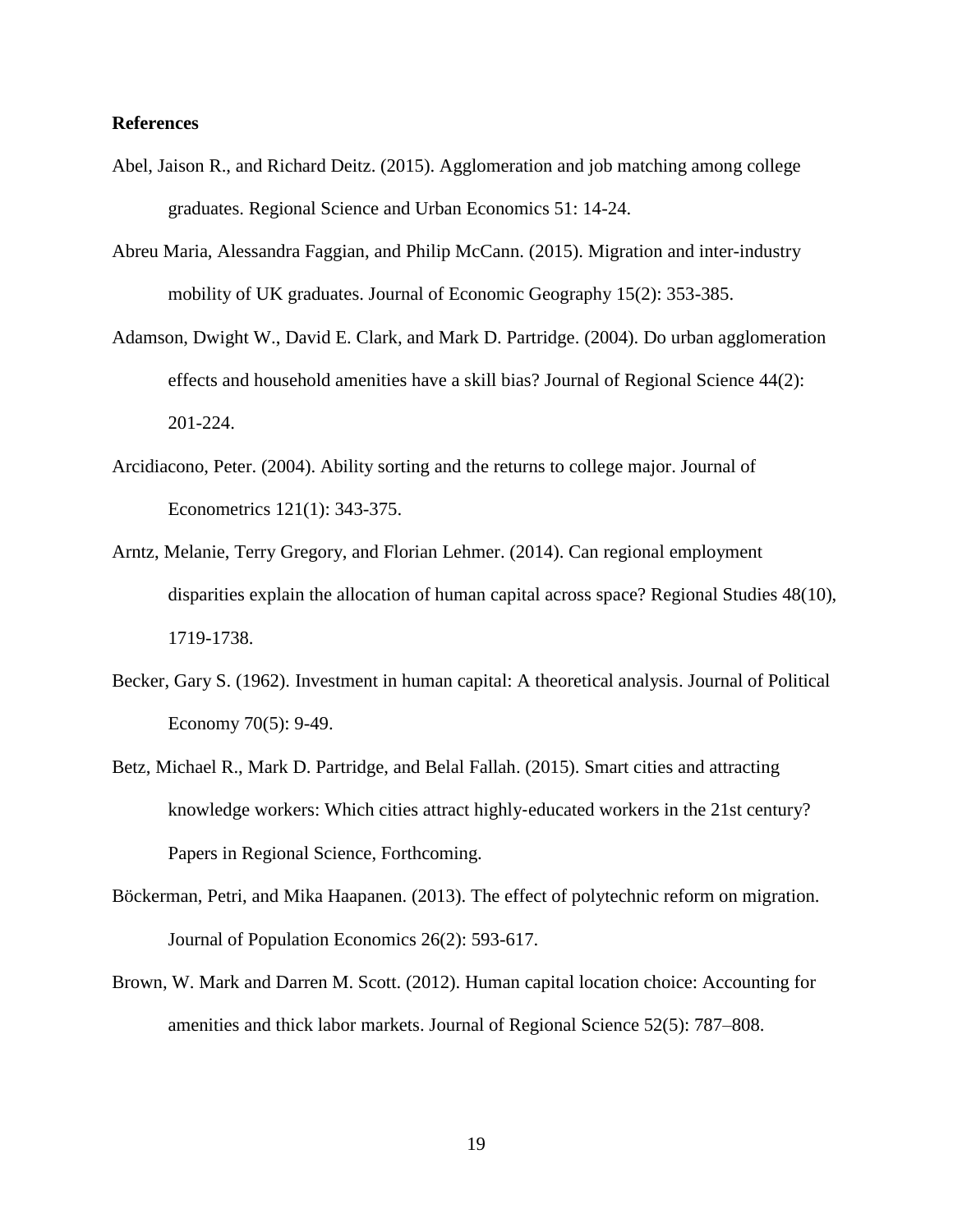**References**

Abel, Jaison R., and Richard Deitz. (2015). Agglomeration and job matching among college graduates. Regional Science and Urban Economics 51: 14-24.

Abreu Maria, Alessandra Faggian, and Philip McCann. (2015). Migration and inter-industry mobility of UK graduates. Journal of Economic Geography 15(2): 353-385.

Adamson, Dwight W., David E. Clark, and Mark D. Partridge. (2004). Do urban agglomeration effects and household amenities have a skill bias? Journal of Regional Science 44(2): 201-224.

Arcidiacono, Peter. (2004). Ability sorting and the returns to college major. Journal of Econometrics 121(1): 343-375.

Arntz, Melanie, Terry Gregory, and Florian Lehmer. (2014). Can regional employment disparities explain the allocation of human capital across space? Regional Studies 48(10), 1719-1738.

Becker, Gary S. (1962). Investment in human capital: A theoretical analysis. Journal of Political Economy 70(5): 9-49.

Betz, Michael R., Mark D. Partridge, and Belal Fallah. (2015). Smart cities and attracting knowledge workers: Which cities attract highly-educated workers in the 21st century? Papers in Regional Science, Forthcoming.

Böckerman, Petri, and Mika Haapanen. (2013). The effect of polytechnic reform on migration. Journal of Population Economics 26(2): 593-617.

Brown, W. Mark and Darren M. Scott. (2012). Human capital location choice: Accounting for amenities and thick labor markets. Journal of Regional Science 52(5): 787–808.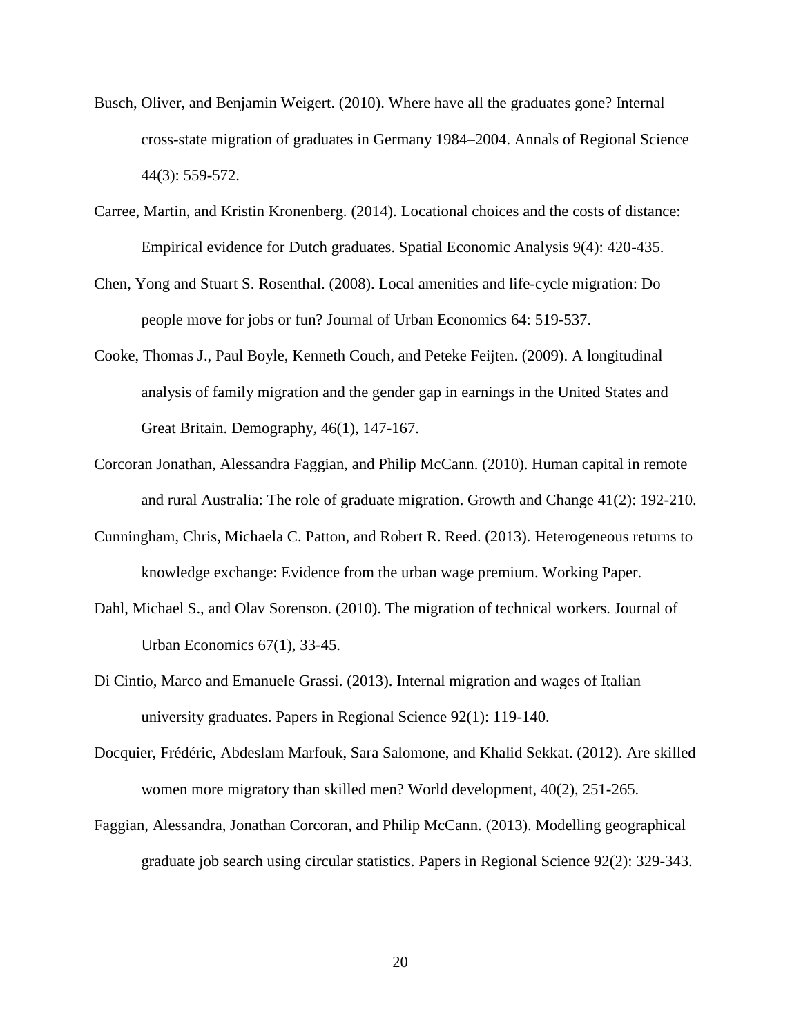Busch, Oliver, and Benjamin Weigert. (2010). Where have all the graduates gone? Internal cross-state migration of graduates in Germany 1984–2004. Annals of Regional Science 44(3): 559-572.

Carree, Martin, and Kristin Kronenberg. (2014). Locational choices and the costs of distance: Empirical evidence for Dutch graduates. Spatial Economic Analysis 9(4): 420-435.

Chen, Yong and Stuart S. Rosenthal. (2008). Local amenities and life-cycle migration: Do people move for jobs or fun? Journal of Urban Economics 64: 519-537.

Cooke, Thomas J., Paul Boyle, Kenneth Couch, and Peteke Feijten. (2009). A longitudinal analysis of family migration and the gender gap in earnings in the United States and Great Britain. Demography, 46(1), 147-167.

Corcoran Jonathan, Alessandra Faggian, and Philip McCann. (2010). Human capital in remote and rural Australia: The role of graduate migration. Growth and Change 41(2): 192-210.

Cunningham, Chris, Michaela C. Patton, and Robert R. Reed. (2013). Heterogeneous returns to knowledge exchange: Evidence from the urban wage premium. Working Paper.

Dahl, Michael S., and Olav Sorenson. (2010). The migration of technical workers. Journal of Urban Economics 67(1), 33-45.

Di Cintio, Marco and Emanuele Grassi. (2013). Internal migration and wages of Italian university graduates. Papers in Regional Science 92(1): 119-140.

Docquier, Frédéric, Abdeslam Marfouk, Sara Salomone, and Khalid Sekkat. (2012). Are skilled women more migratory than skilled men? World development, 40(2), 251-265.

Faggian, Alessandra, Jonathan Corcoran, and Philip McCann. (2013). Modelling geographical graduate job search using circular statistics. Papers in Regional Science 92(2): 329-343.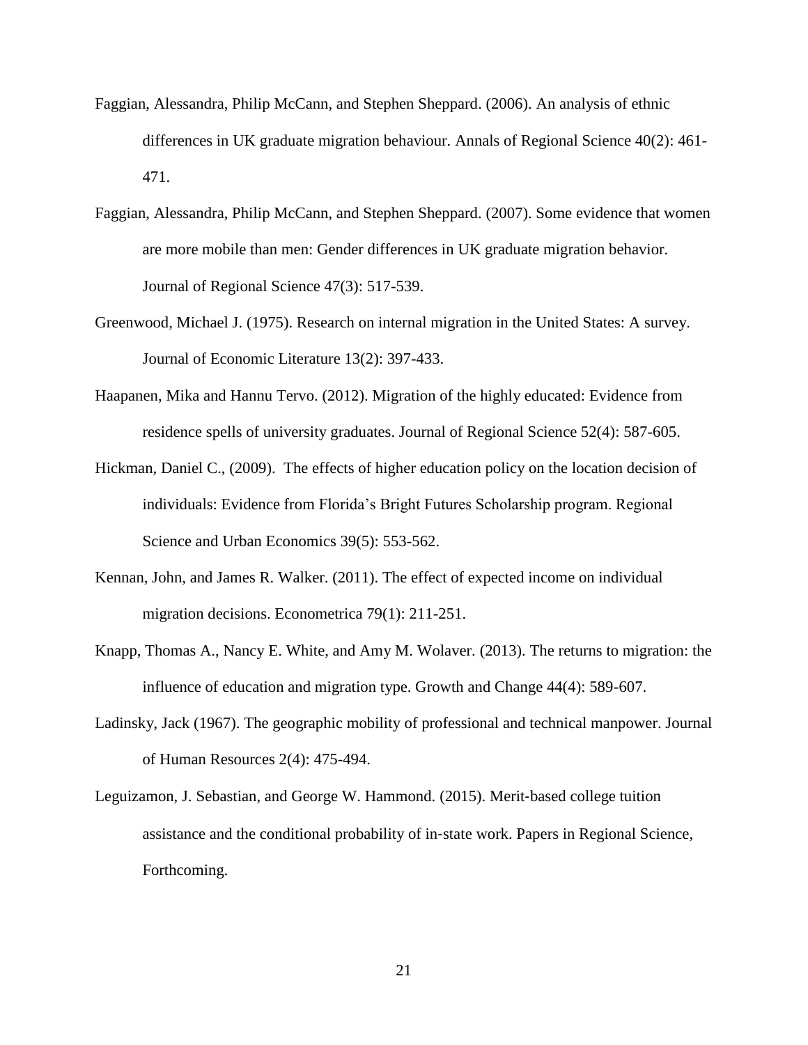Faggian, Alessandra, Philip McCann, and Stephen Sheppard. (2006). An analysis of ethnic differences in UK graduate migration behaviour. Annals of Regional Science 40(2): 461-471.

Faggian, Alessandra, Philip McCann, and Stephen Sheppard. (2007). Some evidence that women are more mobile than men: Gender differences in UK graduate migration behavior. Journal of Regional Science 47(3): 517-539.

Greenwood, Michael J. (1975). Research on internal migration in the United States: A survey. Journal of Economic Literature 13(2): 397-433.

Haapanen, Mika and Hannu Tervo. (2012). Migration of the highly educated: Evidence from residence spells of university graduates. Journal of Regional Science 52(4): 587-605.

Hickman, Daniel C., (2009). The effects of higher education policy on the location decision of individuals: Evidence from Florida's Bright Futures Scholarship program. Regional Science and Urban Economics 39(5): 553-562.

Kennan, John, and James R. Walker. (2011). The effect of expected income on individual migration decisions. Econometrica 79(1): 211-251.

Knapp, Thomas A., Nancy E. White, and Amy M. Wolaver. (2013). The returns to migration: the influence of education and migration type. Growth and Change 44(4): 589-607.

Ladinsky, Jack (1967). The geographic mobility of professional and technical manpower. Journal of Human Resources 2(4): 475-494.

Leguizamon, J. Sebastian, and George W. Hammond. (2015). Merit-based college tuition assistance and the conditional probability of in-state work. Papers in Regional Science, Forthcoming.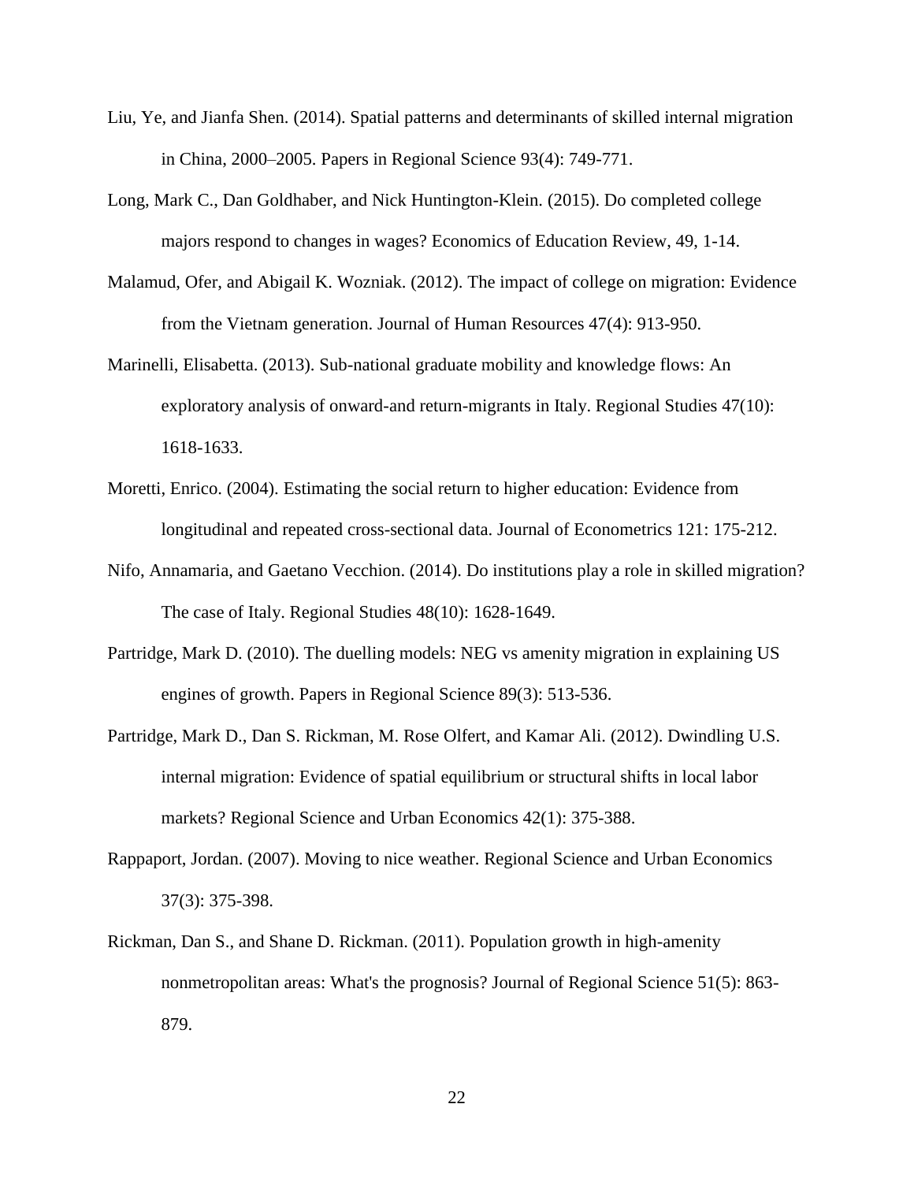Liu, Ye, and Jianfa Shen. (2014). Spatial patterns and determinants of skilled internal migration in China, 2000–2005. Papers in Regional Science 93(4): 749-771.

Long, Mark C., Dan Goldhaber, and Nick Huntington-Klein. (2015). Do completed college majors respond to changes in wages? Economics of Education Review, 49, 1-14.

Malamud, Ofer, and Abigail K. Wozniak. (2012). The impact of college on migration: Evidence from the Vietnam generation. Journal of Human Resources 47(4): 913-950.

Marinelli, Elisabetta. (2013). Sub-national graduate mobility and knowledge flows: An exploratory analysis of onward-and return-migrants in Italy. Regional Studies 47(10): 1618-1633.

Moretti, Enrico. (2004). Estimating the social return to higher education: Evidence from longitudinal and repeated cross-sectional data. Journal of Econometrics 121: 175-212.

Nifo, Annamaria, and Gaetano Vecchion. (2014). Do institutions play a role in skilled migration? The case of Italy. Regional Studies 48(10): 1628-1649.

Partridge, Mark D. (2010). The duelling models: NEG vs amenity migration in explaining US engines of growth. Papers in Regional Science 89(3): 513-536.

Partridge, Mark D., Dan S. Rickman, M. Rose Olfert, and Kamar Ali. (2012). Dwindling U.S. internal migration: Evidence of spatial equilibrium or structural shifts in local labor markets? Regional Science and Urban Economics 42(1): 375-388.

Rappaport, Jordan. (2007). Moving to nice weather. Regional Science and Urban Economics 37(3): 375-398.

Rickman, Dan S., and Shane D. Rickman. (2011). Population growth in high-amenity nonmetropolitan areas: What's the prognosis? Journal of Regional Science 51(5): 863-879.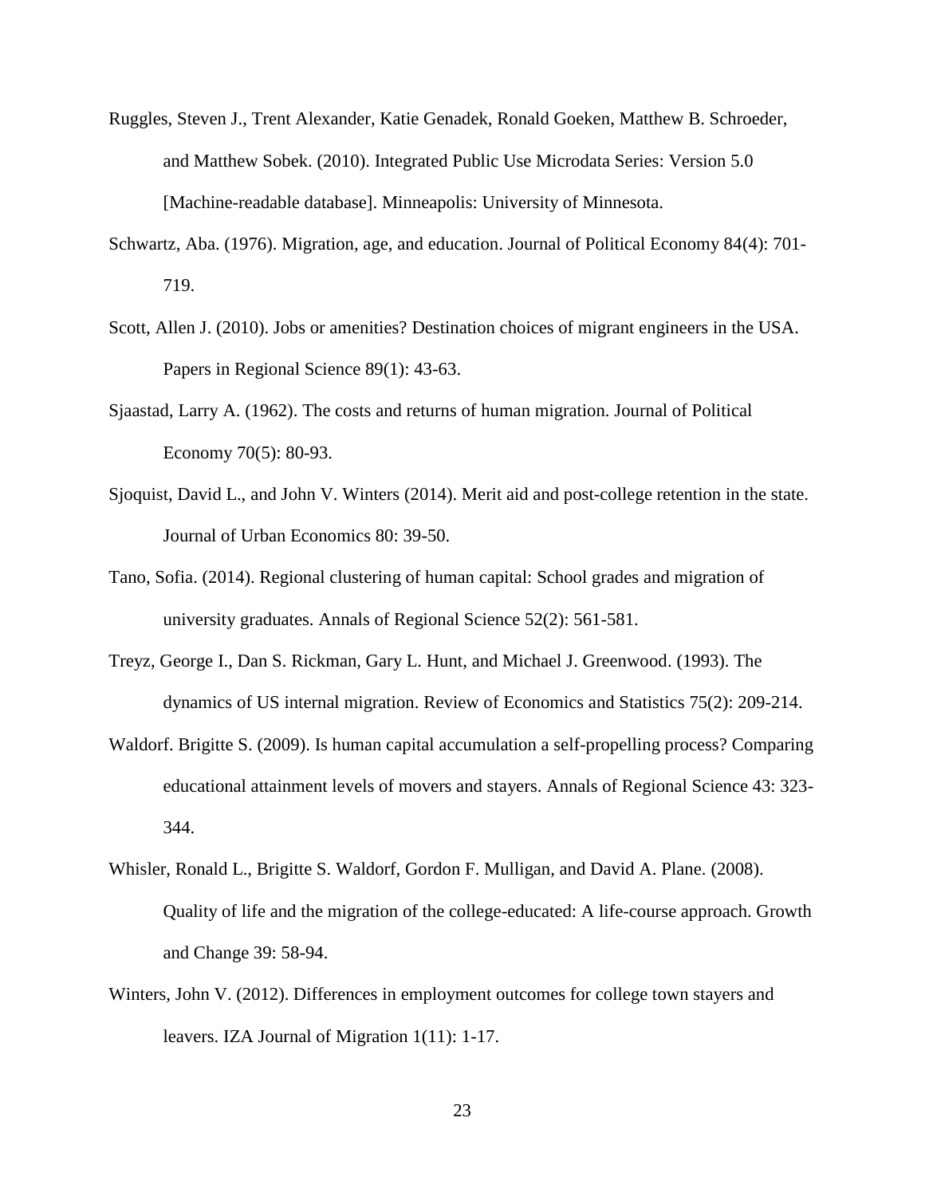Ruggles, Steven J., Trent Alexander, Katie Genadek, Ronald Goeken, Matthew B. Schroeder, and Matthew Sobek. (2010). Integrated Public Use Microdata Series: Version 5.0 [Machine-readable database]. Minneapolis: University of Minnesota.

Schwartz, Aba. (1976). Migration, age, and education. Journal of Political Economy 84(4): 701-719.

Scott, Allen J. (2010). Jobs or amenities? Destination choices of migrant engineers in the USA. Papers in Regional Science 89(1): 43-63.

Sjaastad, Larry A. (1962). The costs and returns of human migration. Journal of Political Economy 70(5): 80-93.

Sjoquist, David L., and John V. Winters (2014). Merit aid and post-college retention in the state. Journal of Urban Economics 80: 39-50.

Tano, Sofia. (2014). Regional clustering of human capital: School grades and migration of university graduates. Annals of Regional Science 52(2): 561-581.

Treyz, George I., Dan S. Rickman, Gary L. Hunt, and Michael J. Greenwood. (1993). The dynamics of US internal migration. Review of Economics and Statistics 75(2): 209-214.

Waldorf. Brigitte S. (2009). Is human capital accumulation a self-propelling process? Comparing educational attainment levels of movers and stayers. Annals of Regional Science 43: 323-344.

Whisler, Ronald L., Brigitte S. Waldorf, Gordon F. Mulligan, and David A. Plane. (2008). Quality of life and the migration of the college-educated: A life-course approach. Growth and Change 39: 58-94.

Winters, John V. (2012). Differences in employment outcomes for college town stayers and leavers. IZA Journal of Migration 1(11): 1-17.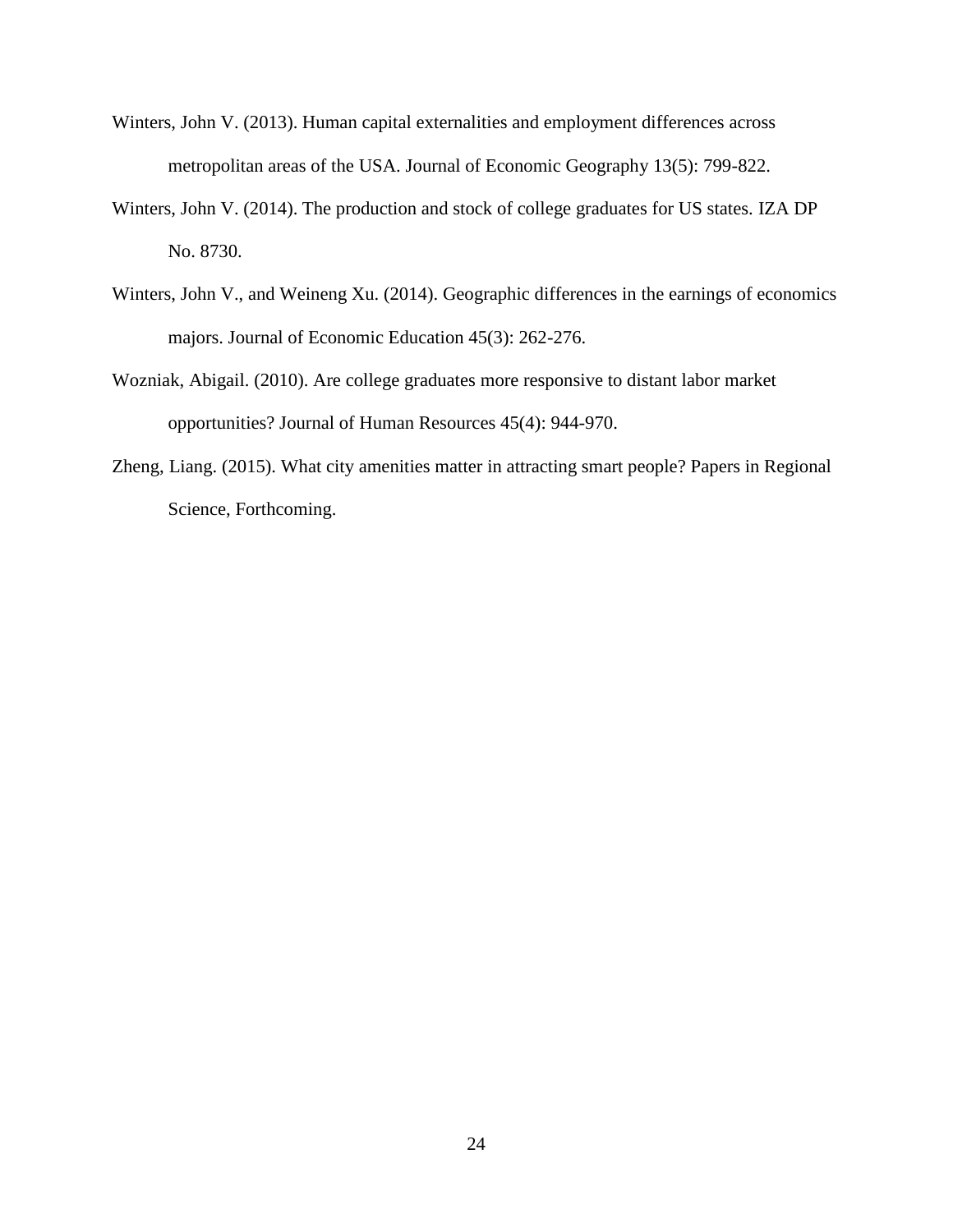Winters, John V. (2013). Human capital externalities and employment differences across metropolitan areas of the USA. Journal of Economic Geography 13(5): 799-822.

Winters, John V. (2014). The production and stock of college graduates for US states. IZA DP No. 8730.

Winters, John V., and Weineng Xu. (2014). Geographic differences in the earnings of economics majors. Journal of Economic Education 45(3): 262-276.

Wozniak, Abigail. (2010). Are college graduates more responsive to distant labor market opportunities? Journal of Human Resources 45(4): 944-970.

Zheng, Liang. (2015). What city amenities matter in attracting smart people? Papers in Regional Science, Forthcoming.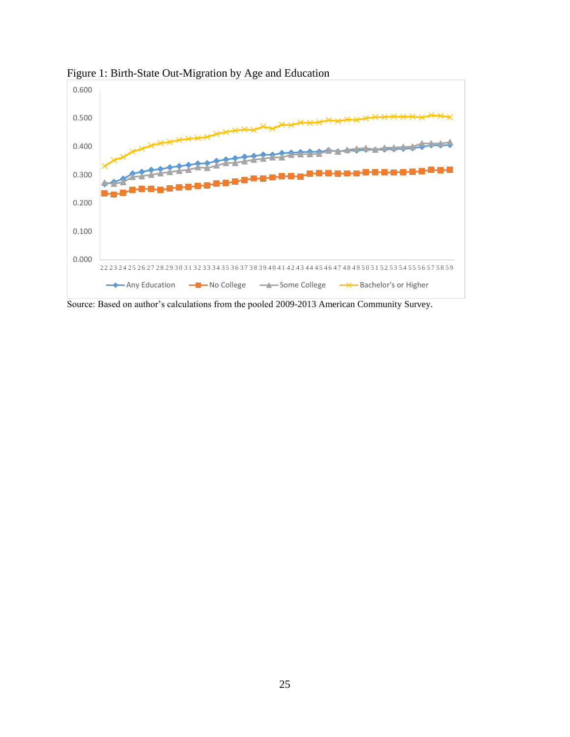Figure 1: Birth-State Out-Migration by Age and Education

Source: Based on author's calculations from the pooled 2009-2013 American Community Survey.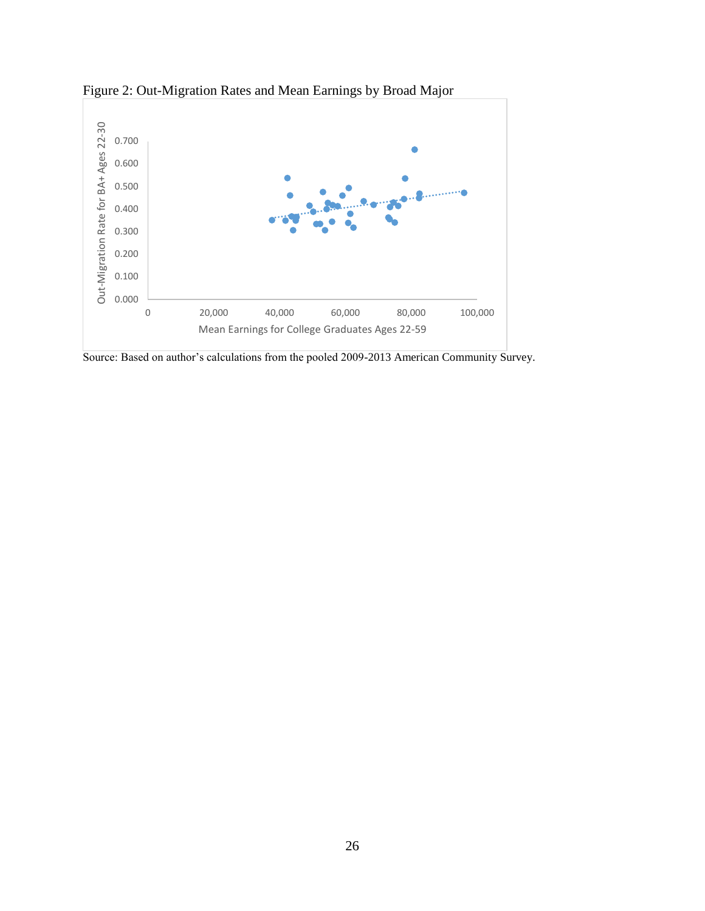Figure 2: Out-Migration Rates and Mean Earnings by Broad Major

Source: Based on author's calculations from the pooled 2009-2013 American Community Survey.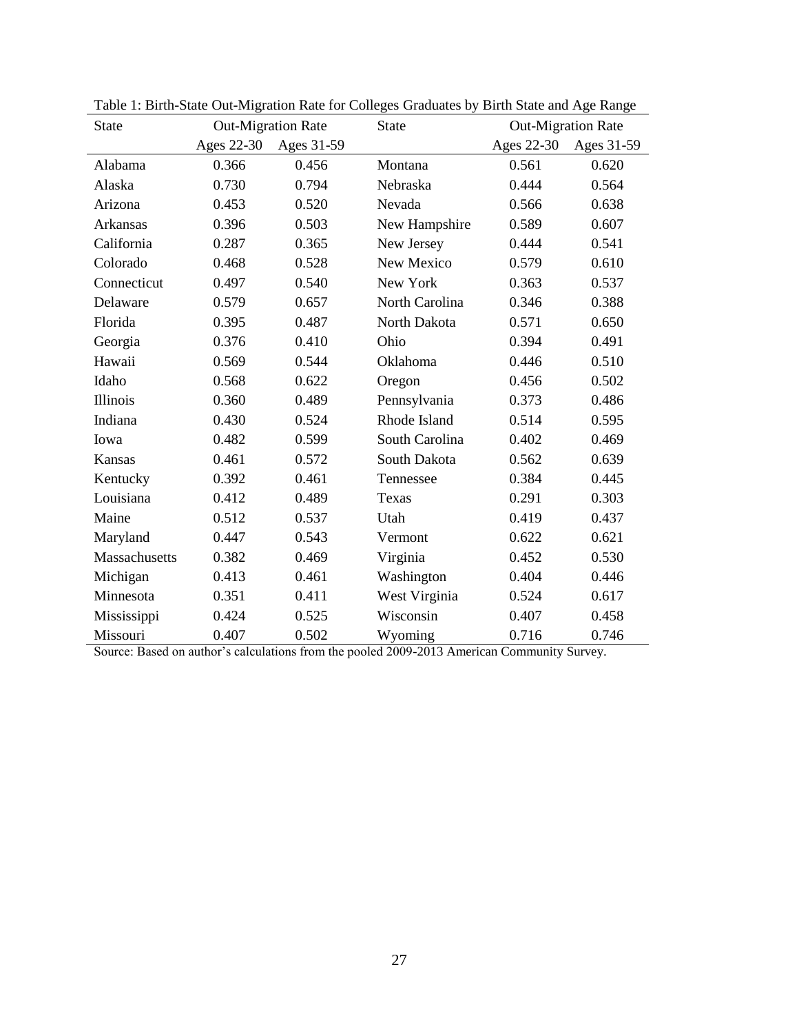Table 1: Birth-State Out-Migration Rate for Colleges Graduates by Birth State and Age Range

| State | Out-Migration Rate | | State | Out-Migration Rate | |
|---|---|---|---|---|---|
| | Ages 22-30 | Ages 31-59 | | Ages 22-30 | Ages 31-59 |
| Alabama | 0.366 | 0.456 | Montana | 0.561 | 0.620 |
| Alaska | 0.730 | 0.794 | Nebraska | 0.444 | 0.564 |
| Arizona | 0.453 | 0.520 | Nevada | 0.566 | 0.638 |
| Arkansas | 0.396 | 0.503 | New Hampshire | 0.589 | 0.607 |
| California | 0.287 | 0.365 | New Jersey | 0.444 | 0.541 |
| Colorado | 0.468 | 0.528 | New Mexico | 0.579 | 0.610 |
| Connecticut | 0.497 | 0.540 | New York | 0.363 | 0.537 |
| Delaware | 0.579 | 0.657 | North Carolina | 0.346 | 0.388 |
| Florida | 0.395 | 0.487 | North Dakota | 0.571 | 0.650 |
| Georgia | 0.376 | 0.410 | Ohio | 0.394 | 0.491 |
| Hawaii | 0.569 | 0.544 | Oklahoma | 0.446 | 0.510 |
| Idaho | 0.568 | 0.622 | Oregon | 0.456 | 0.502 |
| Illinois | 0.360 | 0.489 | Pennsylvania | 0.373 | 0.486 |
| Indiana | 0.430 | 0.524 | Rhode Island | 0.514 | 0.595 |
| Iowa | 0.482 | 0.599 | South Carolina | 0.402 | 0.469 |
| Kansas | 0.461 | 0.572 | South Dakota | 0.562 | 0.639 |
| Kentucky | 0.392 | 0.461 | Tennessee | 0.384 | 0.445 |
| Louisiana | 0.412 | 0.489 | Texas | 0.291 | 0.303 |
| Maine | 0.512 | 0.537 | Utah | 0.419 | 0.437 |
| Maryland | 0.447 | 0.543 | Vermont | 0.622 | 0.621 |
| Massachusetts | 0.382 | 0.469 | Virginia | 0.452 | 0.530 |
| Michigan | 0.413 | 0.461 | Washington | 0.404 | 0.446 |
| Minnesota | 0.351 | 0.411 | West Virginia | 0.524 | 0.617 |
| Mississippi | 0.424 | 0.525 | Wisconsin | 0.407 | 0.458 |
| Missouri | 0.407 | 0.502 | Wyoming | 0.716 | 0.746 |

Source: Based on author's calculations from the pooled 2009-2013 American Community Survey.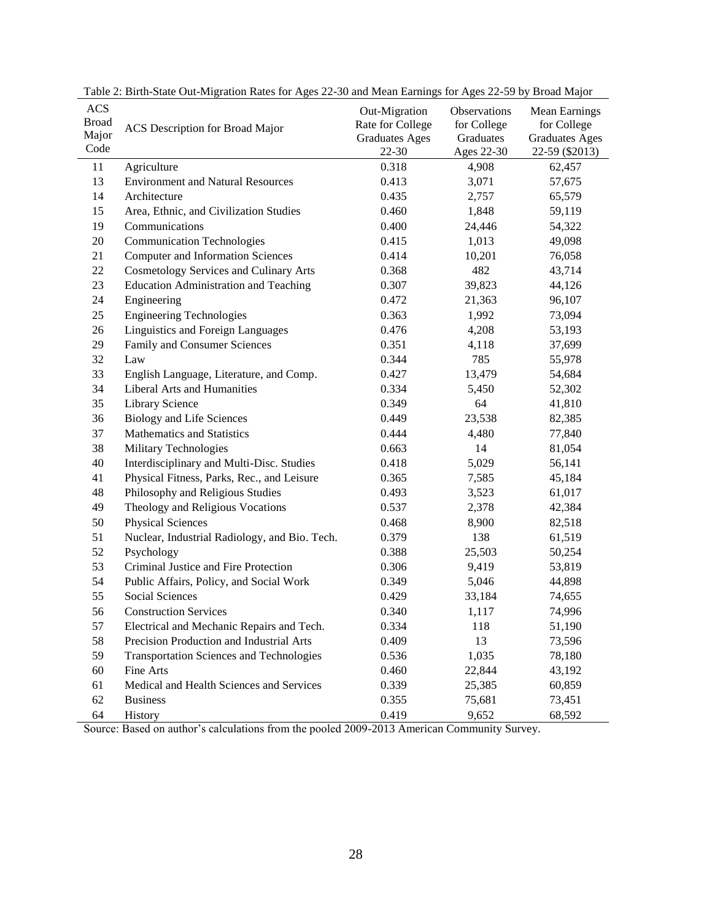Table 2: Birth-State Out-Migration Rates for Ages 22-30 and Mean Earnings for Ages 22-59 by Broad Major

| ACS Broad Major Code | ACS Description for Broad Major | Out-Migration Rate for College Graduates Ages 22-30 | Observations for College Graduates Ages 22-30 | Mean Earnings for College Graduates Ages 22-59 ($2013) |
|---|---|---|---|---|
| 11 | Agriculture | 0.318 | 4,908 | 62,457 |
| 13 | Environment and Natural Resources | 0.413 | 3,071 | 57,675 |
| 14 | Architecture | 0.435 | 2,757 | 65,579 |
| 15 | Area, Ethnic, and Civilization Studies | 0.460 | 1,848 | 59,119 |
| 19 | Communications | 0.400 | 24,446 | 54,322 |
| 20 | Communication Technologies | 0.415 | 1,013 | 49,098 |
| 21 | Computer and Information Sciences | 0.414 | 10,201 | 76,058 |
| 22 | Cosmetology Services and Culinary Arts | 0.368 | 482 | 43,714 |
| 23 | Education Administration and Teaching | 0.307 | 39,823 | 44,126 |
| 24 | Engineering | 0.472 | 21,363 | 96,107 |
| 25 | Engineering Technologies | 0.363 | 1,992 | 73,094 |
| 26 | Linguistics and Foreign Languages | 0.476 | 4,208 | 53,193 |
| 29 | Family and Consumer Sciences | 0.351 | 4,118 | 37,699 |
| 32 | Law | 0.344 | 785 | 55,978 |
| 33 | English Language, Literature, and Comp. | 0.427 | 13,479 | 54,684 |
| 34 | Liberal Arts and Humanities | 0.334 | 5,450 | 52,302 |
| 35 | Library Science | 0.349 | 64 | 41,810 |
| 36 | Biology and Life Sciences | 0.449 | 23,538 | 82,385 |
| 37 | Mathematics and Statistics | 0.444 | 4,480 | 77,840 |
| 38 | Military Technologies | 0.663 | 14 | 81,054 |
| 40 | Interdisciplinary and Multi-Disc. Studies | 0.418 | 5,029 | 56,141 |
| 41 | Physical Fitness, Parks, Rec., and Leisure | 0.365 | 7,585 | 45,184 |
| 48 | Philosophy and Religious Studies | 0.493 | 3,523 | 61,017 |
| 49 | Theology and Religious Vocations | 0.537 | 2,378 | 42,384 |
| 50 | Physical Sciences | 0.468 | 8,900 | 82,518 |
| 51 | Nuclear, Industrial Radiology, and Bio. Tech. | 0.379 | 138 | 61,519 |
| 52 | Psychology | 0.388 | 25,503 | 50,254 |
| 53 | Criminal Justice and Fire Protection | 0.306 | 9,419 | 53,819 |
| 54 | Public Affairs, Policy, and Social Work | 0.349 | 5,046 | 44,898 |
| 55 | Social Sciences | 0.429 | 33,184 | 74,655 |
| 56 | Construction Services | 0.340 | 1,117 | 74,996 |
| 57 | Electrical and Mechanic Repairs and Tech. | 0.334 | 118 | 51,190 |
| 58 | Precision Production and Industrial Arts | 0.409 | 13 | 73,596 |
| 59 | Transportation Sciences and Technologies | 0.536 | 1,035 | 78,180 |
| 60 | Fine Arts | 0.460 | 22,844 | 43,192 |
| 61 | Medical and Health Sciences and Services | 0.339 | 25,385 | 60,859 |
| 62 | Business | 0.355 | 75,681 | 73,451 |
| 64 | History | 0.419 | 9,652 | 68,592 |

Source: Based on author's calculations from the pooled 2009-2013 American Community Survey.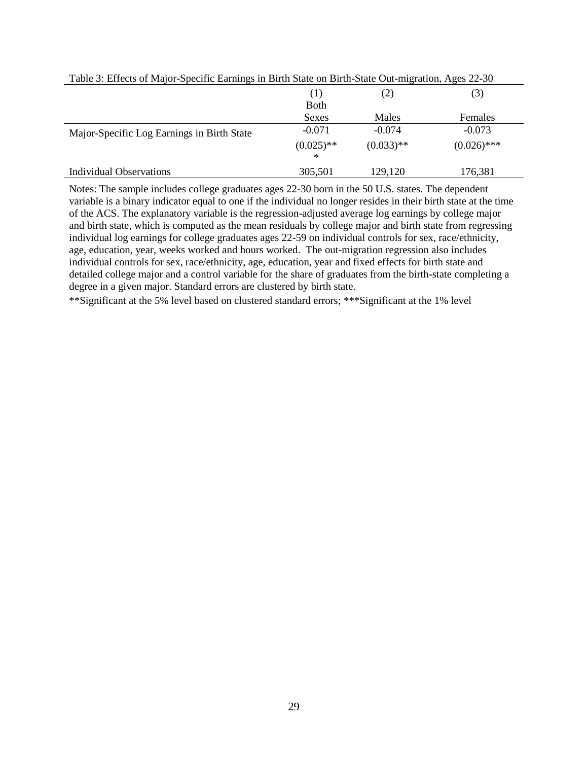Table 3: Effects of Major-Specific Earnings in Birth State on Birth-State Out-migration, Ages 22-30

| | (1) Both Sexes | (2) Males | (3) Females |
|---|---|---|---|
| Major-Specific Log Earnings in Birth State | -0.071 | -0.074 | -0.073 |
| | (0.025)*** | (0.033)** | (0.026)*** |
| Individual Observations | 305,501 | 129,120 | 176,381 |

Notes: The sample includes college graduates ages 22-30 born in the 50 U.S. states. The dependent variable is a binary indicator equal to one if the individual no longer resides in their birth state at the time of the ACS. The explanatory variable is the regression-adjusted average log earnings by college major and birth state, which is computed as the mean residuals by college major and birth state from regressing individual log earnings for college graduates ages 22-59 on individual controls for sex, race/ethnicity, age, education, year, weeks worked and hours worked. The out-migration regression also includes individual controls for sex, race/ethnicity, age, education, year and fixed effects for birth state and detailed college major and a control variable for the share of graduates from the birth-state completing a degree in a given major. Standard errors are clustered by birth state.

**Significant at the 5% level based on clustered standard errors; ***Significant at the 1% level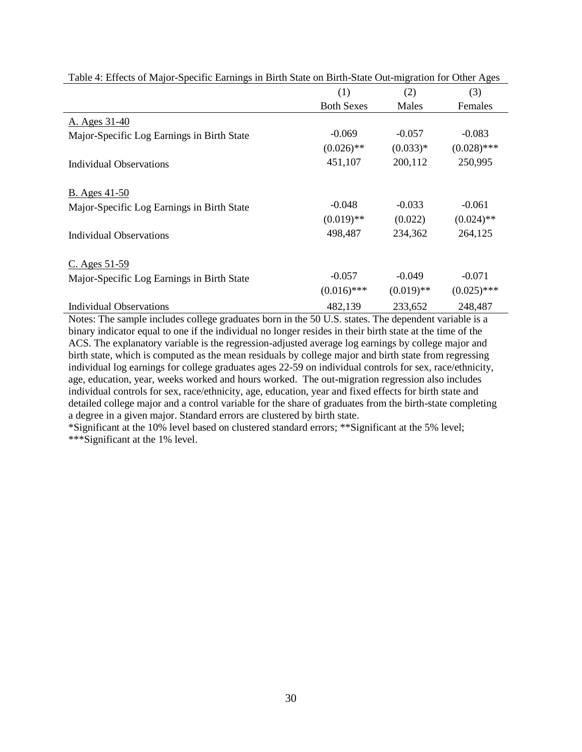Table 4: Effects of Major-Specific Earnings in Birth State on Birth-State Out-migration for Other Ages

| | (1) | (2) | (3) |
|---|---|---|---|
| | Both Sexes | Males | Females |
| A. Ages 31-40 | | | |
| Major-Specific Log Earnings in Birth State | -0.069 | -0.057 | -0.083 |
| | (0.026)** | (0.033)* | (0.028)*** |
| Individual Observations | 451,107 | 200,112 | 250,995 |
| B. Ages 41-50 | | | |
| Major-Specific Log Earnings in Birth State | -0.048 | -0.033 | -0.061 |
| | (0.019)** | (0.022) | (0.024)** |
| Individual Observations | 498,487 | 234,362 | 264,125 |
| C. Ages 51-59 | | | |
| Major-Specific Log Earnings in Birth State | -0.057 | -0.049 | -0.071 |
| | (0.016)*** | (0.019)** | (0.025)*** |
| Individual Observations | 482,139 | 233,652 | 248,487 |

Notes: The sample includes college graduates born in the 50 U.S. states. The dependent variable is a binary indicator equal to one if the individual no longer resides in their birth state at the time of the ACS. The explanatory variable is the regression-adjusted average log earnings by college major and birth state, which is computed as the mean residuals by college major and birth state from regressing individual log earnings for college graduates ages 22-59 on individual controls for sex, race/ethnicity, age, education, year, weeks worked and hours worked. The out-migration regression also includes individual controls for sex, race/ethnicity, age, education, year and fixed effects for birth state and detailed college major and a control variable for the share of graduates from the birth-state completing a degree in a given major. Standard errors are clustered by birth state.

*Significant at the 10% level based on clustered standard errors; **Significant at the 5% level; ***Significant at the 1% level.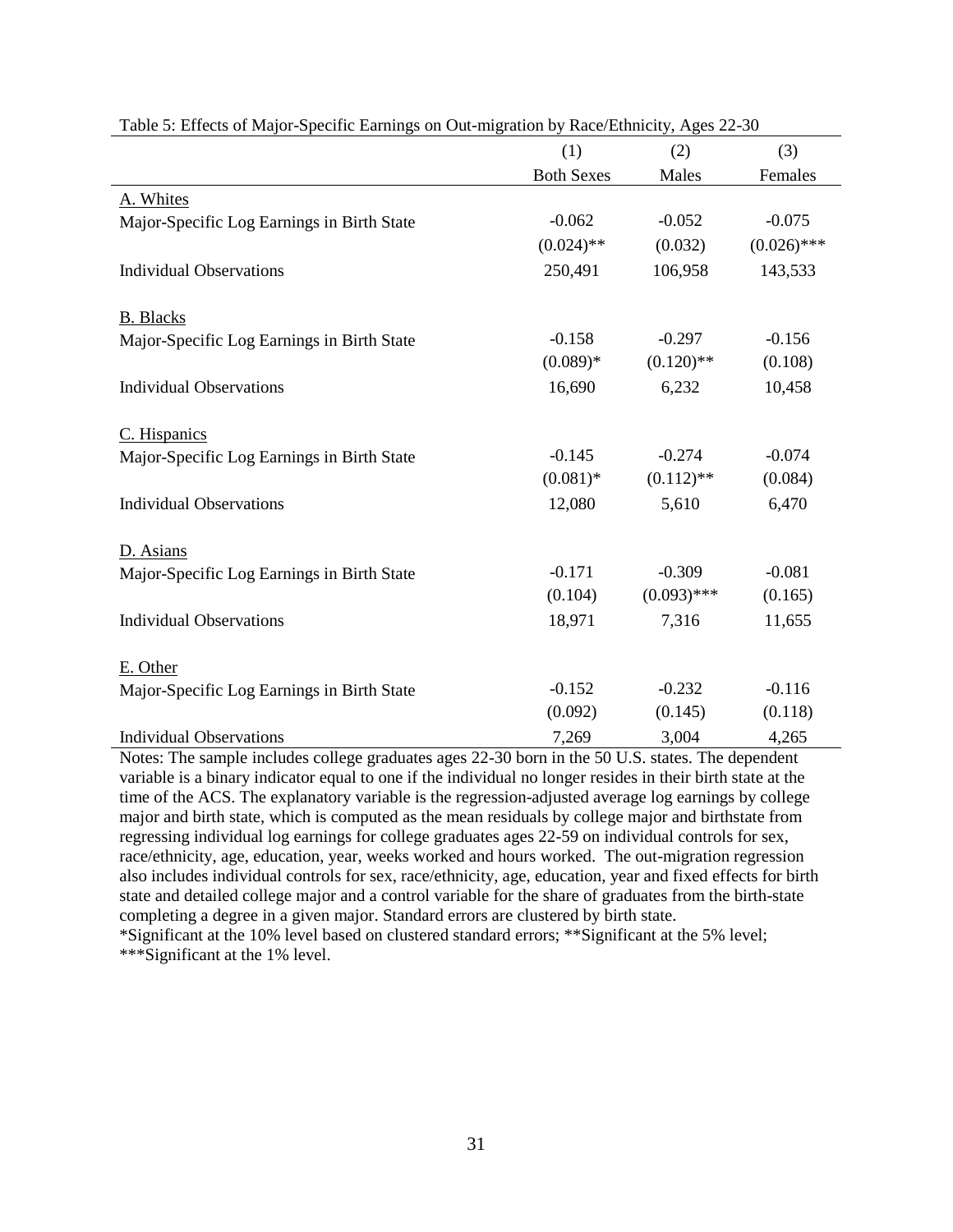Table 5: Effects of Major-Specific Earnings on Out-migration by Race/Ethnicity, Ages 22-30

| | (1) | (2) | (3) |
|---|---|---|---|
| | Both Sexes | Males | Females |
| A. Whites | | | |
| Major-Specific Log Earnings in Birth State | -0.062 | -0.052 | -0.075 |
| | (0.024)** | (0.032) | (0.026)*** |
| Individual Observations | 250,491 | 106,958 | 143,533 |
| B. Blacks | | | |
| Major-Specific Log Earnings in Birth State | -0.158 | -0.297 | -0.156 |
| | (0.089)* | (0.120)** | (0.108) |
| Individual Observations | 16,690 | 6,232 | 10,458 |
| C. Hispanics | | | |
| Major-Specific Log Earnings in Birth State | -0.145 | -0.274 | -0.074 |
| | (0.081)* | (0.112)** | (0.084) |
| Individual Observations | 12,080 | 5,610 | 6,470 |
| D. Asians | | | |
| Major-Specific Log Earnings in Birth State | -0.171 | -0.309 | -0.081 |
| | (0.104) | (0.093)*** | (0.165) |
| Individual Observations | 18,971 | 7,316 | 11,655 |
| E. Other | | | |
| Major-Specific Log Earnings in Birth State | -0.152 | -0.232 | -0.116 |
| | (0.092) | (0.145) | (0.118) |
| Individual Observations | 7,269 | 3,004 | 4,265 |

Notes: The sample includes college graduates ages 22-30 born in the 50 U.S. states. The dependent variable is a binary indicator equal to one if the individual no longer resides in their birth state at the time of the ACS. The explanatory variable is the regression-adjusted average log earnings by college major and birth state, which is computed as the mean residuals by college major and birthstate from regressing individual log earnings for college graduates ages 22-59 on individual controls for sex, race/ethnicity, age, education, year, weeks worked and hours worked. The out-migration regression also includes individual controls for sex, race/ethnicity, age, education, year and fixed effects for birth state and detailed college major and a control variable for the share of graduates from the birth-state completing a degree in a given major. Standard errors are clustered by birth state.
*Significant at the 10% level based on clustered standard errors; **Significant at the 5% level; ***Significant at the 1% level.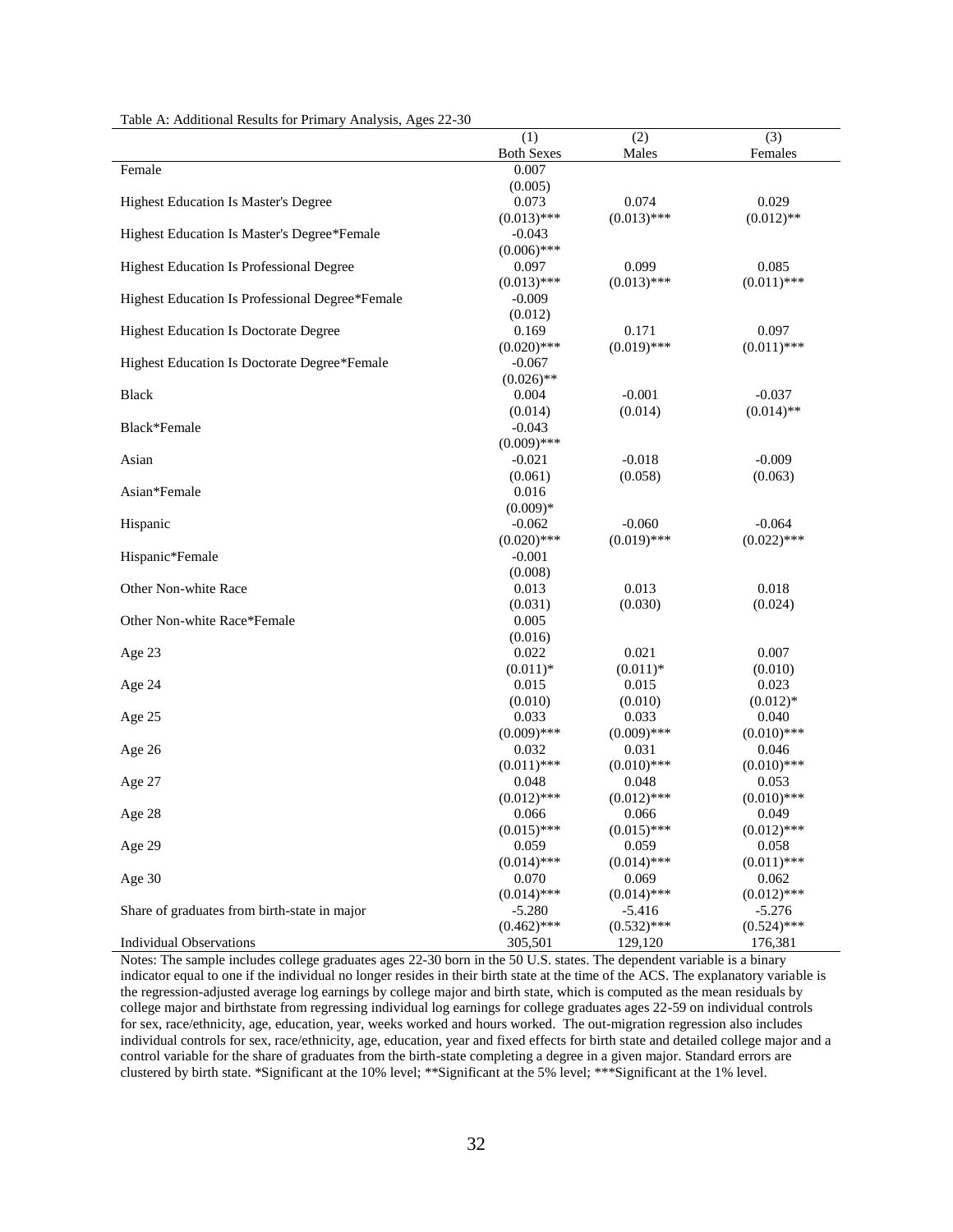Table A: Additional Results for Primary Analysis, Ages 22-30

| | (1) | (2) | (3) |
|---|---|---|---|
| | Both Sexes | Males | Females |
| Female | 0.007 | | |
| | (0.005) | | |
| Highest Education Is Master's Degree | 0.073 | 0.074 | 0.029 |
| | (0.013)*** | (0.013)*** | (0.012)** |
| Highest Education Is Master's Degree*Female | -0.043 | | |
| | (0.006)*** | | |
| Highest Education Is Professional Degree | 0.097 | 0.099 | 0.085 |
| | (0.013)*** | (0.013)*** | (0.011)*** |
| Highest Education Is Professional Degree*Female | -0.009 | | |
| | (0.012) | | |
| Highest Education Is Doctorate Degree | 0.169 | 0.171 | 0.097 |
| | (0.020)*** | (0.019)*** | (0.011)*** |
| Highest Education Is Doctorate Degree*Female | -0.067 | | |
| | (0.026)** | | |
| Black | 0.004 | -0.001 | -0.037 |
| | (0.014) | (0.014) | (0.014)** |
| Black*Female | -0.043 | | |
| | (0.009)*** | | |
| Asian | -0.021 | -0.018 | -0.009 |
| | (0.061) | (0.058) | (0.063) |
| Asian*Female | 0.016 | | |
| | (0.009)* | | |
| Hispanic | -0.062 | -0.060 | -0.064 |
| | (0.020)*** | (0.019)*** | (0.022)*** |
| Hispanic*Female | -0.001 | | |
| | (0.008) | | |
| Other Non-white Race | 0.013 | 0.013 | 0.018 |
| | (0.031) | (0.030) | (0.024) |
| Other Non-white Race*Female | 0.005 | | |
| | (0.016) | | |
| Age 23 | 0.022 | 0.021 | 0.007 |
| | (0.011)* | (0.011)* | (0.010) |
| Age 24 | 0.015 | 0.015 | 0.023 |
| | (0.010) | (0.010) | (0.012)* |
| Age 25 | 0.033 | 0.033 | 0.040 |
| | (0.009)*** | (0.009)*** | (0.010)*** |
| Age 26 | 0.032 | 0.031 | 0.046 |
| | (0.011)*** | (0.010)*** | (0.010)*** |
| Age 27 | 0.048 | 0.048 | 0.053 |
| | (0.012)*** | (0.012)*** | (0.010)*** |
| Age 28 | 0.066 | 0.066 | 0.049 |
| | (0.015)*** | (0.015)*** | (0.012)*** |
| Age 29 | 0.059 | 0.059 | 0.058 |
| | (0.014)*** | (0.014)*** | (0.011)*** |
| Age 30 | 0.070 | 0.069 | 0.062 |
| | (0.014)*** | (0.014)*** | (0.012)*** |
| Share of graduates from birth-state in major | -5.280 | -5.416 | -5.276 |
| | (0.462)*** | (0.532)*** | (0.524)*** |
| Individual Observations | 305,501 | 129,120 | 176,381 |

Notes: The sample includes college graduates ages 22-30 born in the 50 U.S. states. The dependent variable is a binary indicator equal to one if the individual no longer resides in their birth state at the time of the ACS. The explanatory variable is the regression-adjusted average log earnings by college major and birth state, which is computed as the mean residuals by college major and birthstate from regressing individual log earnings for college graduates ages 22-59 on individual controls for sex, race/ethnicity, age, education, year, weeks worked and hours worked. The out-migration regression also includes individual controls for sex, race/ethnicity, age, education, year and fixed effects for birth state and detailed college major and a control variable for the share of graduates from the birth-state completing a degree in a given major. Standard errors are clustered by birth state. *Significant at the 10% level; **Significant at the 5% level; ***Significant at the 1% level.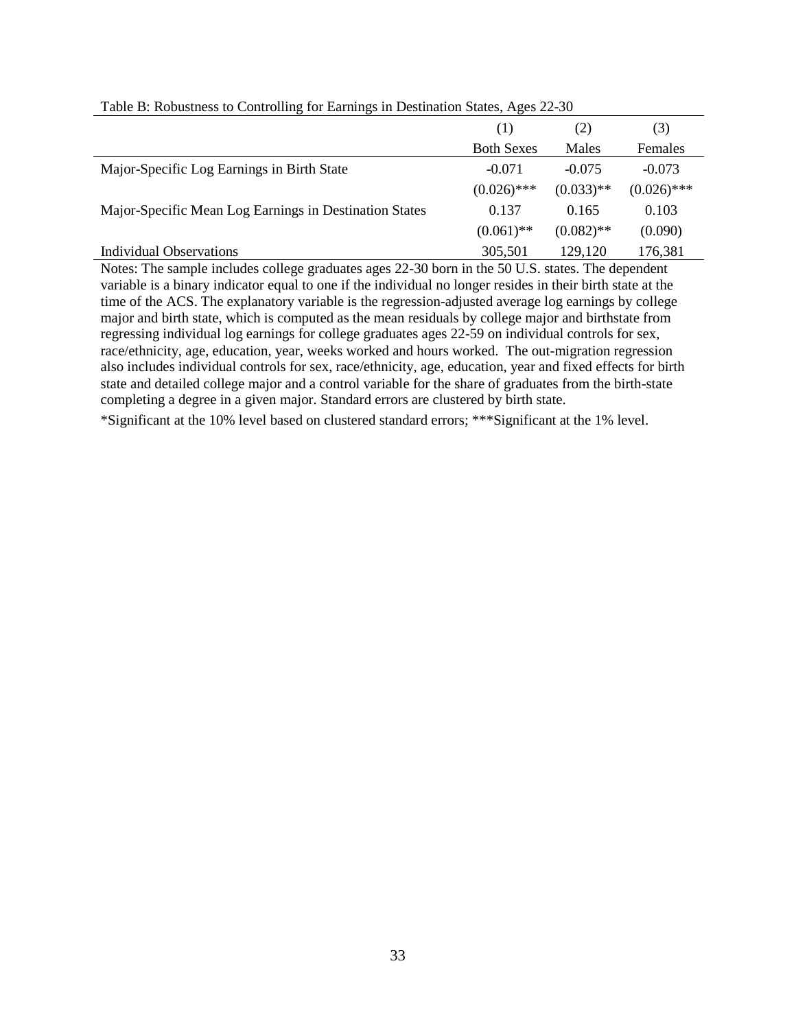Table B: Robustness to Controlling for Earnings in Destination States, Ages 22-30

| | (1) | (2) | (3) |
|---|---|---|---|
| | Both Sexes | Males | Females |
| Major-Specific Log Earnings in Birth State | -0.071 | -0.075 | -0.073 |
| | (0.026)*** | (0.033)** | (0.026)*** |
| Major-Specific Mean Log Earnings in Destination States | 0.137 | 0.165 | 0.103 |
| | (0.061)** | (0.082)** | (0.090) |
| Individual Observations | 305,501 | 129,120 | 176,381 |

Notes: The sample includes college graduates ages 22-30 born in the 50 U.S. states. The dependent variable is a binary indicator equal to one if the individual no longer resides in their birth state at the time of the ACS. The explanatory variable is the regression-adjusted average log earnings by college major and birth state, which is computed as the mean residuals by college major and birthstate from regressing individual log earnings for college graduates ages 22-59 on individual controls for sex, race/ethnicity, age, education, year, weeks worked and hours worked. The out-migration regression also includes individual controls for sex, race/ethnicity, age, education, year and fixed effects for birth state and detailed college major and a control variable for the share of graduates from the birth-state completing a degree in a given major. Standard errors are clustered by birth state.

*Significant at the 10% level based on clustered standard errors; ***Significant at the 1% level.